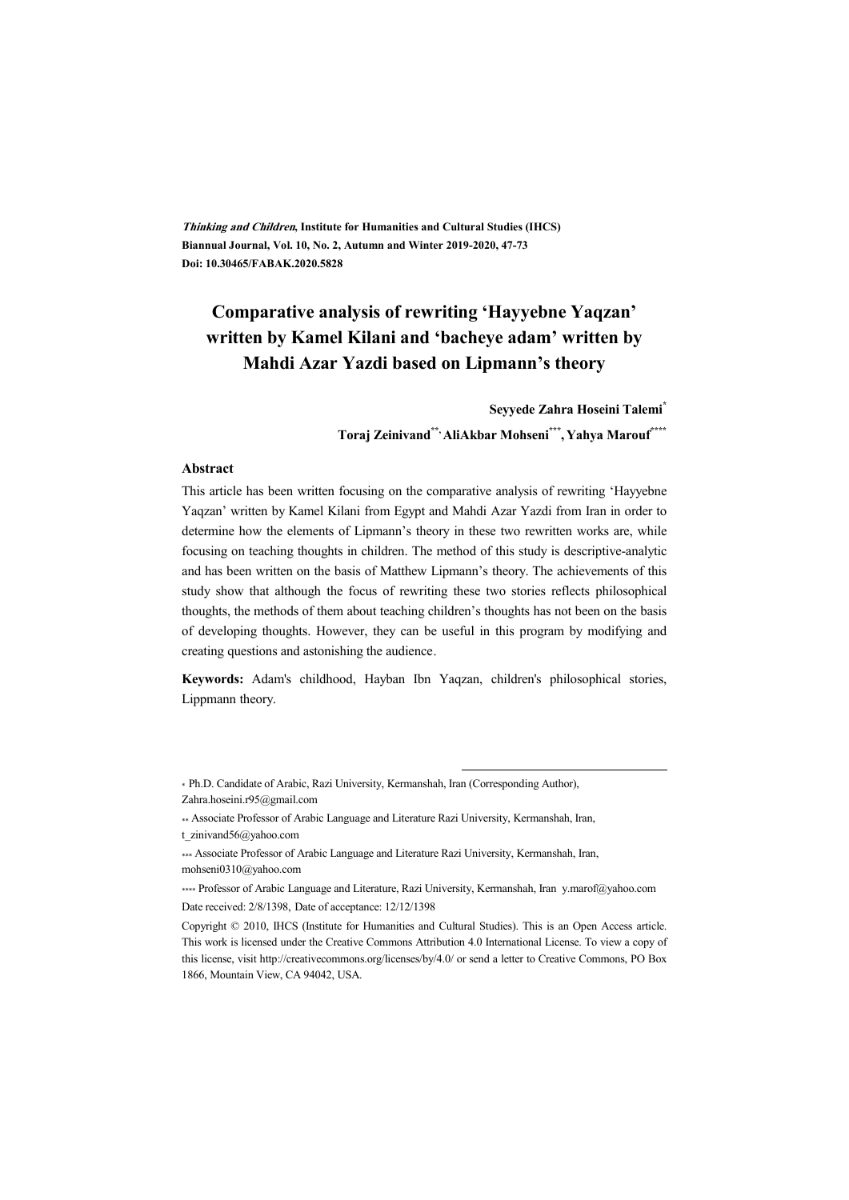***Thinking and Children*, Institute for Humanities and Cultural Studies (IHCS)**
**Biannual Journal, Vol. 10, No. 2, Autumn and Winter 2019-2020, 47-73**
**Doi: 10.30465/FABAK.2020.5828**

# Comparative analysis of rewriting 'Hayyebne Yaqzan' written by Kamel Kilani and 'bacheye adam' written by Mahdi Azar Yazdi based on Lipmann's theory

**Seyyede Zahra Hoseini Talemi[*]**

**Toraj Zeinivand[**], AliAkbar Mohseni[***], Yahya Marouf[****]**

### Abstract

This article has been written focusing on the comparative analysis of rewriting 'Hayyebne Yaqzan' written by Kamel Kilani from Egypt and Mahdi Azar Yazdi from Iran in order to determine how the elements of Lipmann's theory in these two rewritten works are, while focusing on teaching thoughts in children. The method of this study is descriptive-analytic and has been written on the basis of Matthew Lipmann's theory. The achievements of this study show that although the focus of rewriting these two stories reflects philosophical thoughts, the methods of them about teaching children's thoughts has not been on the basis of developing thoughts. However, they can be useful in this program by modifying and creating questions and astonishing the audience.

**Keywords:** Adam's childhood, Hayban Ibn Yaqzan, children's philosophical stories, Lippmann theory.

---

[*] Ph.D. Candidate of Arabic, Razi University, Kermanshah, Iran (Corresponding Author), Zahra.hoseini.r95@gmail.com

[**] Associate Professor of Arabic Language and Literature Razi University, Kermanshah, Iran, t_zinivand56@yahoo.com

[***] Associate Professor of Arabic Language and Literature Razi University, Kermanshah, Iran, mohseni0310@yahoo.com

[****] Professor of Arabic Language and Literature, Razi University, Kermanshah, Iran y.marof@yahoo.com

Date received: 2/8/1398, Date of acceptance: 12/12/1398

Copyright © 2010, IHCS (Institute for Humanities and Cultural Studies). This is an Open Access article. This work is licensed under the Creative Commons Attribution 4.0 International License. To view a copy of this license, visit http://creativecommons.org/licenses/by/4.0/ or send a letter to Creative Commons, PO Box 1866, Mountain View, CA 94042, USA.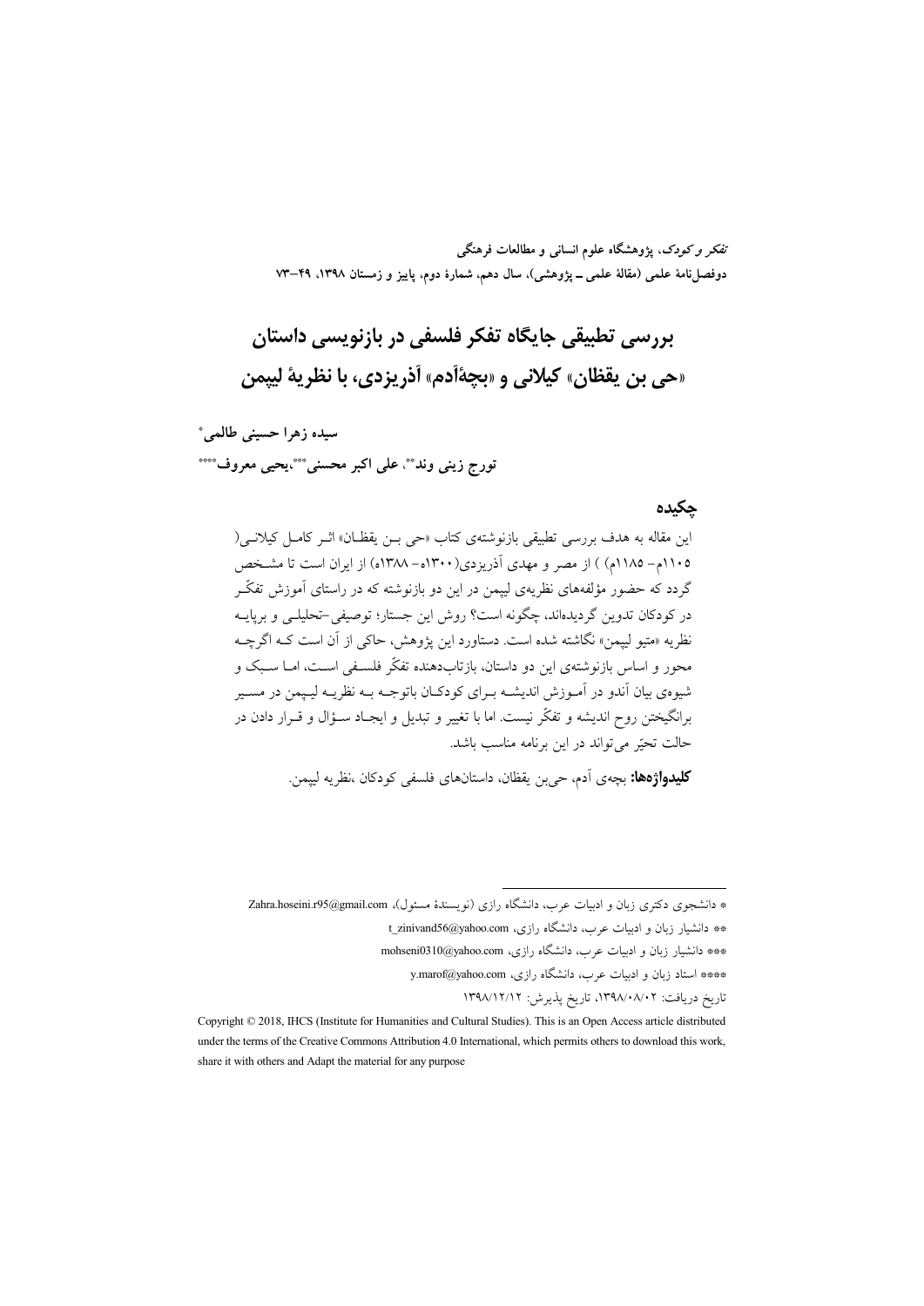*تفکر و کودک*، پژوهشگاه علوم انسانی و مطالعات فرهنگی
دوفصل‌نامهٔ علمی (مقالهٔ علمی ـ پژوهشی)، سال دهم، شمارهٔ دوم، پاییز و زمستان ۱۳۹۸، ۴۹–۷۳

# بررسی تطبیقی جایگاه تفکر فلسفی در بازنویسی داستان «حی بن یقظان» کیلانی و «بچهٔ‌آدم» آذریزدی، با نظریهٔ لیپمن

**سیده زهرا حسینی طالمی***

**تورج زینی وند****، علی اکبر محسنی***،یحیی معروف******

## چکیده

این مقاله به هدف بررسی تطبیقی بازنوشته‌ی کتاب «حی بن یقظان» اثر کامل کیلانی(۱۱۰۵م– ۱۱۸۵م) ) از مصر و مهدی آذریزدی(۱۳۰۰ه– ۱۳۸۸ه) از ایران است تا مشخص گردد که حضور مؤلفه‌های نظریه‌ی لیپمن در این دو بازنوشته که در راستای آموزش تفکّر در کودکان تدوین گردیده‌اند، چگونه است؟ روش این جستار؛ توصیفی–تحلیلی و برپایه نظریه «متیو لیپمن» نگاشته شده است. دستاورد این پژوهش، حاکی از آن است که اگرچه محور و اساس بازنوشته‌ی این دو داستان، بازتاب‌دهنده تفکّر فلسفی است، اما سبک و شیوه‌ی بیان آندو در آموزش اندیشه برای کودکان باتوجه به نظریه لیپمن در مسیر برانگیختن روح اندیشه و تفکّر نیست. اما با تغییر و تبدیل و ایجاد سؤال و قرار دادن در حالت تحیّر می‌تواند در این برنامه مناسب باشد.

**کلیدواژه‌ها:** بچه‌ی آدم، حی‌بن یقظان، داستان‌های فلسفی کودکان ،نظریه لیپمن.

---

* دانشجوی دکتری زبان و ادبیات عرب، دانشگاه رازی (نویسندهٔ مسئول)، Zahra.hoseini.r95@gmail.com

** دانشیار زبان و ادبیات عرب، دانشگاه رازی، t_zinivand56@yahoo.com

*** دانشیار زبان و ادبیات عرب، دانشگاه رازی، mohseni0310@yahoo.com

**** استاد زبان و ادبیات عرب، دانشگاه رازی، y.marof@yahoo.com

تاریخ دریافت: ۱۳۹۸/۰۸/۰۲، تاریخ پذیرش: ۱۳۹۸/۱۲/۱۲

Copyright © 2018, IHCS (Institute for Humanities and Cultural Studies). This is an Open Access article distributed under the terms of the Creative Commons Attribution 4.0 International, which permits others to download this work, share it with others and Adapt the material for any purpose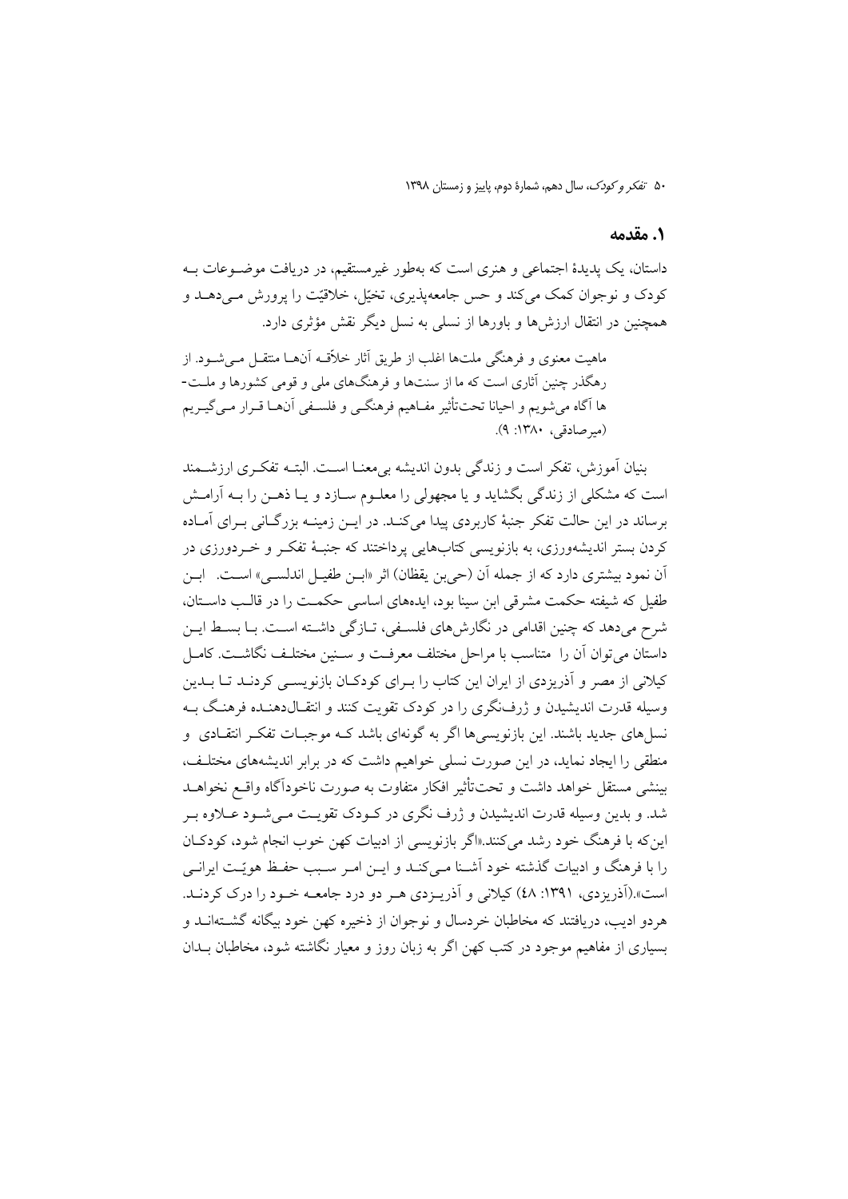## ۱. مقدمه

داستان، یک پدیدهٔ اجتماعی و هنری است که به‌طور غیرمستقیم، در دریافت موضـوعات بـه کودک و نوجوان کمک می‌کند و حس جامعه‌پذیری، تخیّل، خلاقیّت را پرورش مـی‌دهـد و همچنین در انتقال ارزش‌ها و باورها از نسلی به نسل دیگر نقش مؤثری دارد.

> ماهیت معنوی و فرهنگی ملت‌ها اغلب از طریق آثار خلاّقـه آن‌هـا منتقـل مـی‌شـود. از رهگذر چنین آثاری است که ما از سنت‌ها و فرهنگ‌های ملی و قومی کشورها و ملـت-ها آگاه می‌شویم و احیانا تحت‌تأثیر مفـاهیم فرهنگـی و فلسـفی آن‌هـا قـرار مـی‌گیـریم (میرصادقی، ۱۳۸۰: ۹).

بنیان آموزش، تفکر است و زندگی بدون اندیشه بی‌معنـا اسـت. البتـه تفکـری ارزشـمند است که مشکلی از زندگی بگشاید و یا مجهولی را معلـوم سـازد و یـا ذهـن را بـه آرامـش برساند در این حالت تفکر جنبهٔ کاربردی پیدا می‌کنـد. در ایـن زمینـه بزرگـانی بـرای آمـاده کردن بستر اندیشه‌ورزی، به بازنویسی کتاب‌هایی پرداختند که جنبـهٔ تفکـر و خـردورزی در آن نمود بیشتری دارد که از جمله آن (حی‌بن یقظان) اثر «ابـن طفیـل اندلسـی» اسـت. ابـن طفیل که شیفته حکمت مشرقی ابن سینا بود، ایده‌های اساسی حکمـت را در قالـب داسـتان، شرح می‌دهد که چنین اقدامی در نگارش‌های فلسـفی، تـازگی داشـته اسـت. بـا بسـط ایـن داستان می‌توان آن را متناسب با مراحل مختلف معرفـت و سـنین مختلـف نگاشـت. کامـل کیلانی از مصر و آذریزدی از ایران این کتاب را بـرای کودکـان بازنویسـی کردنـد تـا بـدین وسیله قدرت اندیشیدن و ژرف‌نگری را در کودک تقویت کنند و انتقـال‌دهنـده فرهنـگ بـه نسل‌های جدید باشند. این بازنویسی‌ها اگر به گونه‌ای باشد کـه موجبـات تفکـر انتقـادی و منطقی را ایجاد نماید، در این صورت نسلی خواهیم داشت که در برابر اندیشه‌های مختلـف، بینشی مستقل خواهد داشت و تحت‌تأثیر افکار متفاوت به صورت ناخودآگاه واقـع نخواهـد شد. و بدین وسیله قدرت اندیشیدن و ژرف نگری در کـودک تقویـت مـی‌شـود عـلاوه بـر این‌که با فرهنگ خود رشد می‌کنند.«اگر بازنویسی از ادبیات کهن خوب انجام شود، کودکـان را با فرهنگ و ادبیات گذشته خود آشـنا مـی‌کنـد و ایـن امـر سـبب حفـظ هویّـت ایرانـی است».(آذریزدی، ۱۳۹۱: ٤۸) کیلانی و آذریـزدی هـر دو درد جامعـه خـود را درک کردنـد. هردو ادیب، دریافتند که مخاطبان خردسال و نوجوان از ذخیره کهن خود بیگانه گشـته‌انـد و بسیاری از مفاهیم موجود در کتب کهن اگر به زبان روز و معیار نگاشته شود، مخاطبان بـدان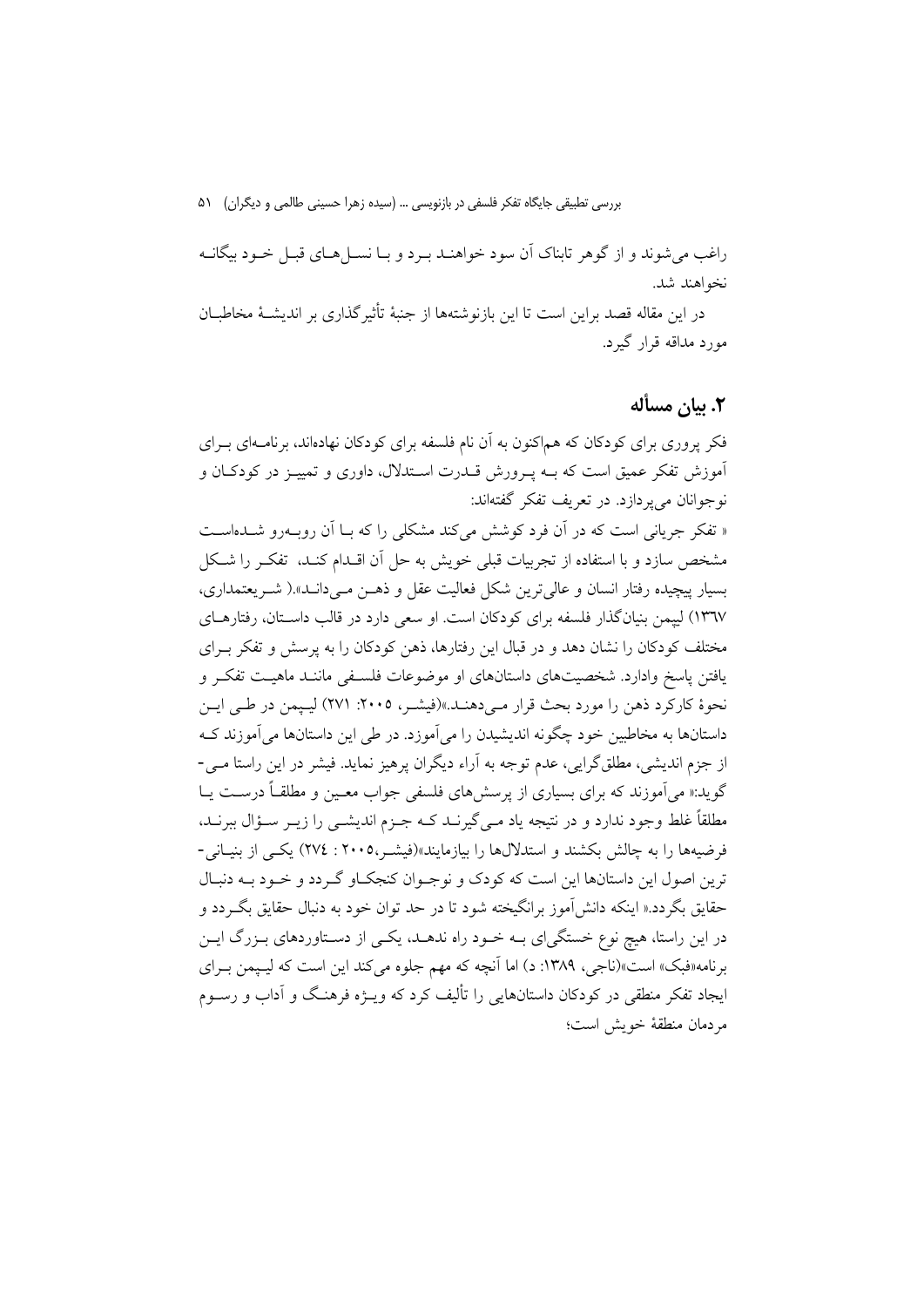راغب می‌شوند و از گوهر تابناک آن سود خواهنـد بـرد و بـا نسـل‌هـای قبـل خـود بیگانـه نخواهند شد.

در این مقاله قصد براین است تا این بازنوشته‌ها از جنبهٔ تأثیرگذاری بر اندیشـهٔ مخاطبـان مورد مداقه قرار گیرد.

## ۲. بیان مسأله

فکر پروری برای کودکان که هم‌اکنون به آن نام فلسفه برای کودکان نهاده‌اند، برنامـه‌ای بـرای آموزش تفکر عمیق است که بـه پـرورش قـدرت اسـتدلال، داوری و تمییـز در کودکـان و نوجوانان می‌پردازد. در تعریف تفکر گفته‌اند:

« تفکر جریانی است که در آن فرد کوشش می‌کند مشکلی را که بـا آن روبـه‌رو شـده‌اسـت مشخص سازد و با استفاده از تجربیات قبلی خویش به حل آن اقـدام کنـد، تفکـر را شـکل بسیار پیچیده رفتار انسان و عالی‌ترین شکل فعالیت عقل و ذهـن مـی‌دانـد».( شـریعتمداری، ١٣٦٧) لیپمن بنیان‌گذار فلسفه برای کودکان است. او سعی دارد در قالب داسـتان، رفتارهـای مختلف کودکان را نشان دهد و در قبال این رفتارها، ذهن کودکان را به پرسش و تفکر بـرای یافتن پاسخ وادارد. شخصیت‌های داستان‌های او موضوعات فلسـفی ماننـد ماهیـت تفکـر و نحوهٔ کارکرد ذهن را مورد بحث قرار مـی‌دهنـد.»(فیشـر، ٢٠٠٥: ٢٧١) لیـپمن در طـی ایـن داستان‌ها به مخاطبین خود چگونه اندیشیدن را می‌آموزد. در طی این داستان‌ها می‌آموزند کـه از جزم اندیشی، مطلق‌گرایی، عدم توجه به آراء دیگران پرهیز نماید. فیشر در این راستا مـی-گوید:« می‌آموزند که برای بسیاری از پرسش‌های فلسفی جواب معـین و مطلقـاً درسـت یـا مطلقاً غلط وجود ندارد و در نتیجه یاد مـی‌گیرنـد کـه جـزم اندیشـی را زیـر سـؤال ببرنـد، فرضیه‌ها را به چالش بکشند و استدلال‌ها را بیازمایند»(فیشـر،٢٠٠٥ : ٢٧٤) یکـی از بنیـانی-ترین اصول این داستان‌ها این است که کودک و نوجـوان کنجکـاو گـردد و خـود بـه دنبـال حقایق بگردد.« اینکه دانش‌آموز برانگیخته شود تا در حد توان خود به دنبال حقایق بگـردد و در این راستا، هیچ نوع خستگی‌ای بـه خـود راه ندهـد، یکـی از دسـتاوردهای بـزرگ ایـن برنامه«فبک» است»(ناجی، ١٣٨٩: د) اما آنچه که مهم جلوه می‌کند این است که لیـپمن بـرای ایجاد تفکر منطقی در کودکان داستان‌هایی را تألیف کرد که ویـژه فرهنـگ و آداب و رسـوم مردمان منطقهٔ خویش است؛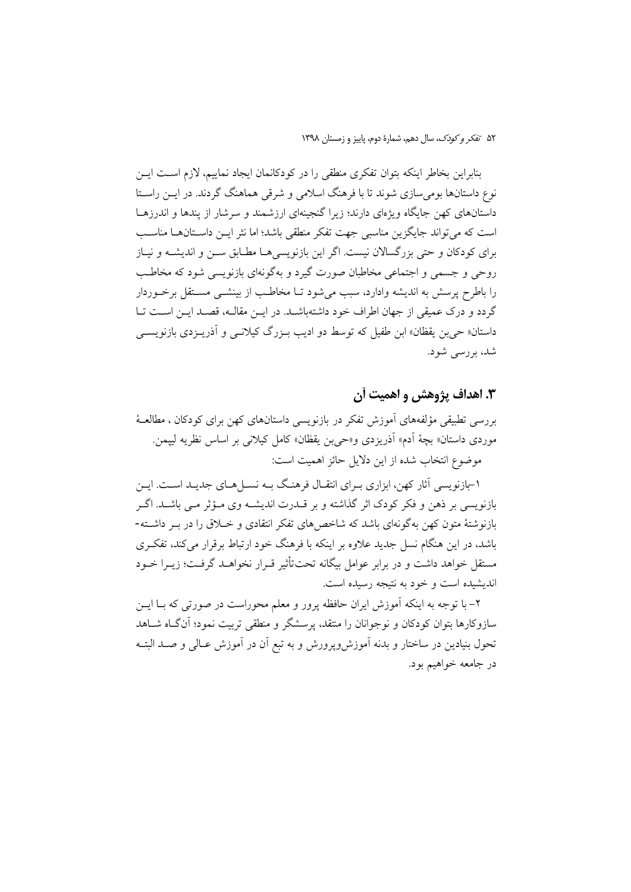بنابراین بخاطر اینکه بتوان تفکری منطقی را در کودکانمان ایجاد نماییم، لازم است این نوع داستان‌ها بومی‌سازی شوند تا با فرهنگ اسلامی و شرقی هماهنگ گردند. در این راستا داستان‌های کهن جایگاه ویژه‌ای دارند؛ زیرا گنجینه‌ای ارزشمند و سرشار از پندها و اندرزها است که می‌تواند جایگزین مناسبی جهت تفکر منطقی باشد؛ اما نثر این داستان‌ها مناسب برای کودکان و حتی بزرگسالان نیست. اگر این بازنویسی‌ها مطابق سن و اندیشه و نیاز روحی و جسمی و اجتماعی مخاطبان صورت گیرد و به‌گونه‌ای بازنویسی شود که مخاطب را باطرح پرسش به اندیشه وادارد، سبب می‌شود تا مخاطب از بینشی مستقل برخوردار گردد و درک عمیقی از جهان اطراف خود داشته‌باشد. در این مقاله، قصد این است تا داستان« حی‌بن یقظان» ابن طفیل که توسط دو ادیب بزرگ کیلانی و آذریزدی بازنویسی شد، بررسی شود.

## ۳. اهداف پژوهش و اهمیت آن

بررسی تطبیقی مؤلفه‌های آموزش تفکر در بازنویسی داستان‌های کهن برای کودکان ، مطالعهٔ موردی داستان« بچهٔ آدم» آذریزدی و«حی‌بن یقظان» کامل کیلانی بر اساس نظریه لیپمن.

موضوع انتخاب شده از این دلایل حائز اهمیت است:

۱-بازنویسی آثار کهن، ابزاری برای انتقال فرهنگ به نسل‌های جدید است. این بازنویسی بر ذهن و فکر کودک اثر گذاشته و بر قدرت اندیشه وی مؤثر می باشد. اگر بازنوشتهٔ متون کهن به‌گونه‌ای باشد که شاخص‌های تفکر انتقادی و خلاق را در بر داشته-باشد، در این هنگام نسل جدید علاوه بر اینکه با فرهنگ خود ارتباط برقرار می‌کند، تفکری مستقل خواهد داشت و در برابر عوامل بیگانه تحت‌تأثیر قرار نخواهد گرفت؛ زیرا خود اندیشیده است و خود به نتیجه رسیده است.

۲- با توجه به اینکه آموزش ایران حافظه پرور و معلم محوراست در صورتی که با این سازوکارها بتوان کودکان و نوجوانان را منتقد، پرسشگر و منطقی تربیت نمود؛ آنگاه شاهد تحول بنیادین در ساختار و بدنه آموزش‌وپرورش و به تبع آن در آموزش عالی و صد البته در جامعه خواهیم بود.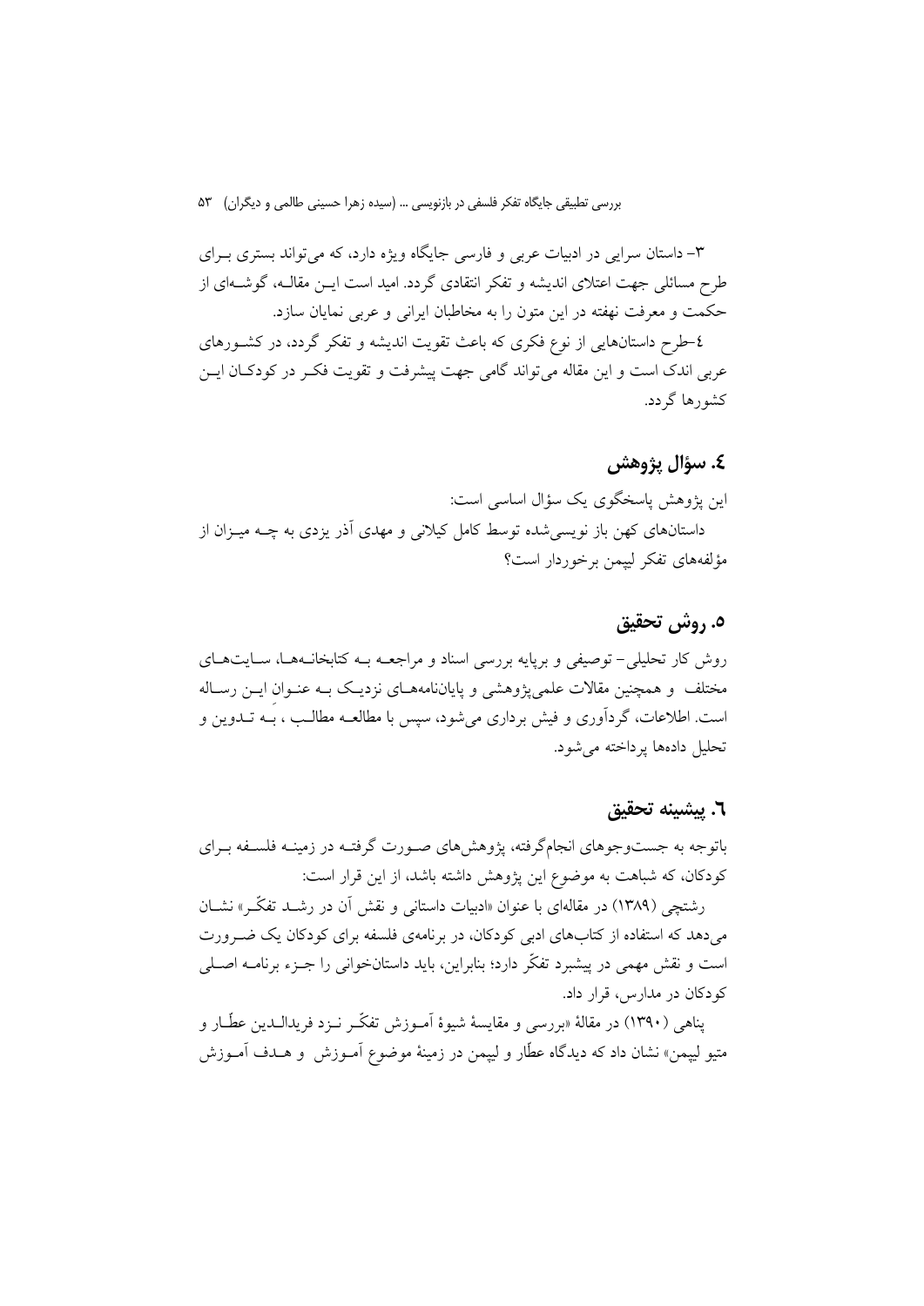۳- داستان سرایی در ادبیات عربی و فارسی جایگاه ویژه دارد، که می‌تواند بستری بـرای طرح مسائلی جهت اعتلای اندیشه و تفکر انتقادی گردد. امید است ایـن مقالـه، گوشـه‌ای از حکمت و معرفت نهفته در این متون را به مخاطبان ایرانی و عربی نمایان سازد.

٤-طرح داستان‌هایی از نوع فکری که باعث تقویت اندیشه و تفکر گردد، در کشـورهای عربی اندک است و این مقاله می‌تواند گامی جهت پیشرفت و تقویت فکـر در کودکـان ایـن کشورها گردد.

## ٤. سؤال پژوهش

این پژوهش پاسخگوی یک سؤال اساسی است:

داستان‌های کهن باز نویسی‌شده توسط کامل کیلانی و مهدی آذر یزدی به چـه میـزان از مؤلفه‌های تفکر لیپمن برخوردار است؟

## ٥. روش تحقیق

روش کار تحلیلی- توصیفی و برپایه بررسی اسناد و مراجعـه بـه کتابخانـه‌هـا، سـایت‌هـای مختلف و همچنین مقالات علمی‌پژوهشی و پایان‌نامه‌هـای نزدیـک بـه عنـوان ایـن رسـاله است. اطلاعات، گردآوری و فیش برداری می‌شود، سپس با مطالعـه مطالـب ، بـه تـدوین و تحلیل داده‌ها پرداخته می‌شود.

## ٦. پیشینه تحقیق

باتوجه به جست‌وجوهای انجام‌گرفته، پژوهش‌های صـورت گرفتـه در زمینـه فلسـفه بـرای کودکان، که شباهت به موضوع این پژوهش داشته باشد، از این قرار است:

رشتچی (۱۳۸۹) در مقاله‌ای با عنوان «ادبیات داستانی و نقش آن در رشـد تفکّـر» نشـان می‌دهد که استفاده از کتاب‌های ادبی کودکان، در برنامه‌ی فلسفه برای کودکان یک ضـرورت است و نقش مهمی در پیشبرد تفکّر دارد؛ بنابراین، باید داستان‌خوانی را جـزء برنامـه اصـلی کودکان در مدارس، قرار داد.

پناهی (۱۳۹۰) در مقالهٔ «بررسی و مقایسهٔ شیوهٔ آمـوزش تفکّـر نـزد فریدالـدین عطّـار و متیو لیپمن» نشان داد که دیدگاه عطّار و لیپمن در زمینهٔ موضوع آمـوزش و هـدف آمـوزش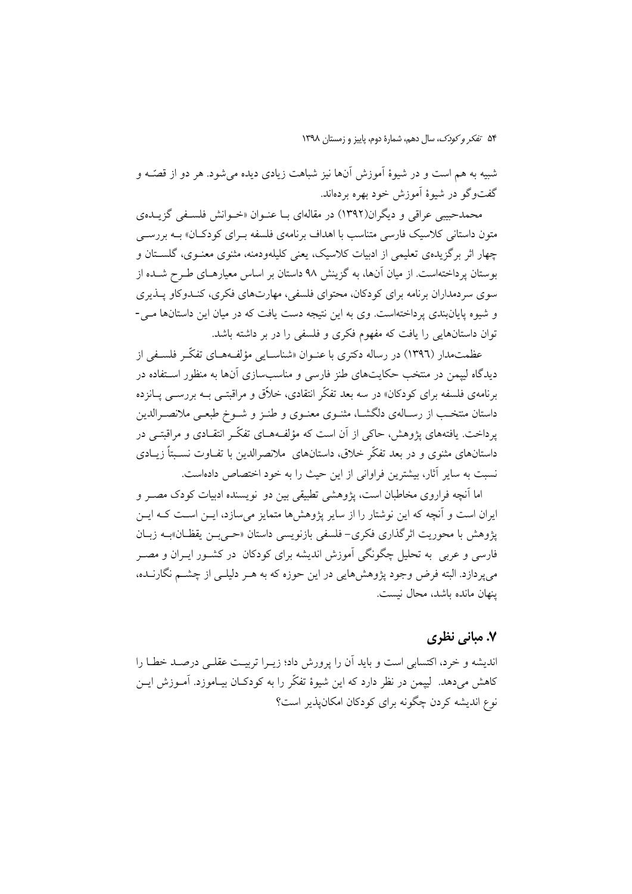شبیه به هم است و در شیوهٔ آموزش آن‌ها نیز شباهت زیادی دیده می‌شود. هر دو از قصّه و گفت‌وگو در شیوهٔ آموزش خود بهره برده‌اند.

محمدحبیبی عراقی و دیگران(۱۳۹۲) در مقاله‌ای با عنوان «خوانش فلسفی گزیده‌ی متون داستانی کلاسیک فارسی متناسب با اهداف برنامه‌ی فلسفه برای کودکان» به بررسی چهار اثر برگزیده‌ی تعلیمی از ادبیات کلاسیک، یعنی کلیله‌ودمنه، مثنوی معنوی، گلستان و بوستان پرداخته‌است. از میان آن‌ها، به گزینش ۹۸ داستان بر اساس معیارهای طرح شده از سوی سردمداران برنامه برای کودکان، محتوای فلسفی، مهارت‌های فکری، کندوکاو پذیری و شیوه پایان‌بندی پرداخته‌است. وی به این نتیجه دست یافت که در میان این داستان‌ها می‌توان داستان‌هایی را یافت که مفهوم فکری و فلسفی را در بر داشته باشد.

عظمت‌مدار (۱۳۹٦) در رساله دکتری با عنوان «شناسایی مؤلفه‌های تفکّر فلسفی از دیدگاه لیپمن در منتخب حکایت‌های طنز فارسی و مناسب‌سازی آن‌ها به منظور استفاده در برنامه‌ی فلسفه برای کودکان» در سه بعد تفکّر انتقادی، خلاّق و مراقبتی به بررسی پانزده داستان منتخب از رساله‌ی دلگشا، مثنوی معنوی و طنز و شوخ طبعی ملانصرالدین پرداخت. یافته‌های پژوهش، حاکی از آن است که مؤلفه‌های تفکّر انتقادی و مراقبتی در داستان‌های مثنوی و در بعد تفکّر خلاق، داستان‌های ملانصرالدین با تفاوت نسبتاً زیادی نسبت به سایر آثار، بیشترین فراوانی از این حیث را به خود اختصاص داده‌است.

اما آنچه فراروی مخاطبان است، پژوهشی تطبیقی بین دو نویسنده ادبیات کودک مصر و ایران است و آنچه که این نوشتار را از سایر پژوهش‌ها متمایز می‌سازد، این است که این پژوهش با محوریت اثرگذاری فکری- فلسفی بازنویسی داستان «حی‌بن یقظان»به زبان فارسی و عربی به تحلیل چگونگی آموزش اندیشه برای کودکان در کشور ایران و مصر می‌پردازد. البته فرض وجود پژوهش‌هایی در این حوزه که به هر دلیلی از چشم نگارنده، پنهان مانده باشد، محال نیست.

## ۷. مبانی نظری

اندیشه و خرد، اکتسابی است و باید آن را پرورش داد؛ زیرا تربیت عقلی درصد خطا را کاهش می‌دهد. لیپمن در نظر دارد که این شیوهٔ تفکّر را به کودکان بیاموزد. آموزش این نوع اندیشه کردن چگونه برای کودکان امکان‌پذیر است؟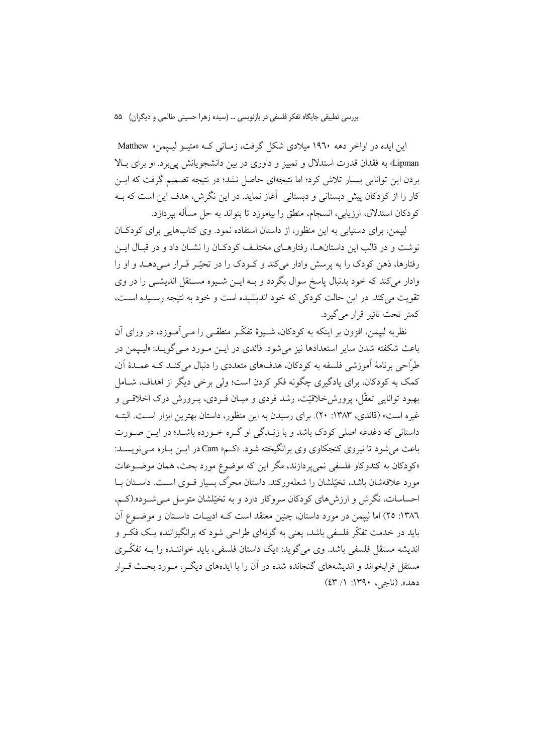این ایده در اواخر دهه ۱۹۶۰ میلادی شکل گرفت، زمانی که «متیو لیپمن« Matthew Lipman» به فقدان قدرت استدلال و تمییز و داوری در بین دانشجویانش پی‌برد. او برای بالا بردن این توانایی بسیار تلاش کرد؛ اما نتیجه‌ای حاصل نشد؛ در نتیجه تصمیم گرفت که این کار را از کودکان پیش دبستانی و دبستانی آغاز نماید. در این نگرش، هدف این است که به کودکان استدلال، ارزیابی، انسجام، منطق را بیاموزد تا بتواند به حل مسأله بپردازد.

لیپمن، برای دستیابی به این منظور، از داستان استفاده نمود. وی کتاب‌هایی برای کودکان نوشت و در قالب این داستان‌ها، رفتارهای مختلف کودکان را نشان داد و در قبال این رفتارها، ذهن کودک را به پرسش وادار می‌کند و کودک را در تحیّر قرار می‌دهد و او را وادار می‌کند که خود بدنبال پاسخ سوال بگردد و به این شیوه مستقل اندیشی را در وی تقویت می‌کند. در این حالت کودکی که خود اندیشیده است و خود به نتیجه رسیده است، کمتر تحت تاثیر قرار می‌گیرد.

نظریه لیپمن، افزون بر اینکه به کودکان، شیوهٔ تفکّر منطقی را می‌آموزد، در ورای آن باعث شکفته شدن سایر استعدادها نیز می‌شود. قائدی در این مورد می‌گوید: «لیپمن در طرّاحی برنامهٔ آموزشی فلسفه به کودکان، هدف‌های متعددی را دنبال می‌کند که عمدهٔ آن، کمک به کودکان، برای یادگیری چگونه فکر کردن است؛ ولی برخی دیگر از اهداف، شامل بهبود توانایی تعقّل، پرورش‌خلاقیّت، رشد فردی و میان فردی، پرورش درک اخلاقی و غیره است» (قائدی، ۱۳۸۳: ۲۰). برای رسیدن به این منظور، داستان بهترین ابزار است. البته داستانی که دغدغه اصلی کودک باشد و با زندگی او گره خورده باشد؛ در این صورت باعث می‌شود تا نیروی کنجکاوی وی برانگیخته شود. «کم« Cam در این باره می‌نویسد: «کودکان به کندوکاو فلسفی نمی‌پردازند، مگر این که موضوع مورد بحث، همان موضوعات مورد علاقه‌شان باشد، تخیّلشان را شعله‌ورکند. داستان محرّک بسیار قوی است. داستان با احساسات، نگرش و ارزش‌های کودکان سروکار دارد و به تخیّلشان متوسل می‌شود».(کم، ۱۳۸۶: ۲۵) اما لیپمن در مورد داستان، چنین معتقد است که ادبیات داستان و موضوع آن باید در خدمت تفکّر فلسفی باشد، یعنی به گونه‌ای طراحی شود که برانگیزاننده یک فکر و اندیشه مستقل فلسفی باشد. وی می‌گوید: «یک داستان فلسفی، باید خواننده را به تفکّری مستقل فرابخواند و اندیشه‌های گنجانده شده در آن را با ایده‌های دیگر، مورد بحث قرار دهد». (ناجی، ۱۳۹۰: ۱/ ۴۳)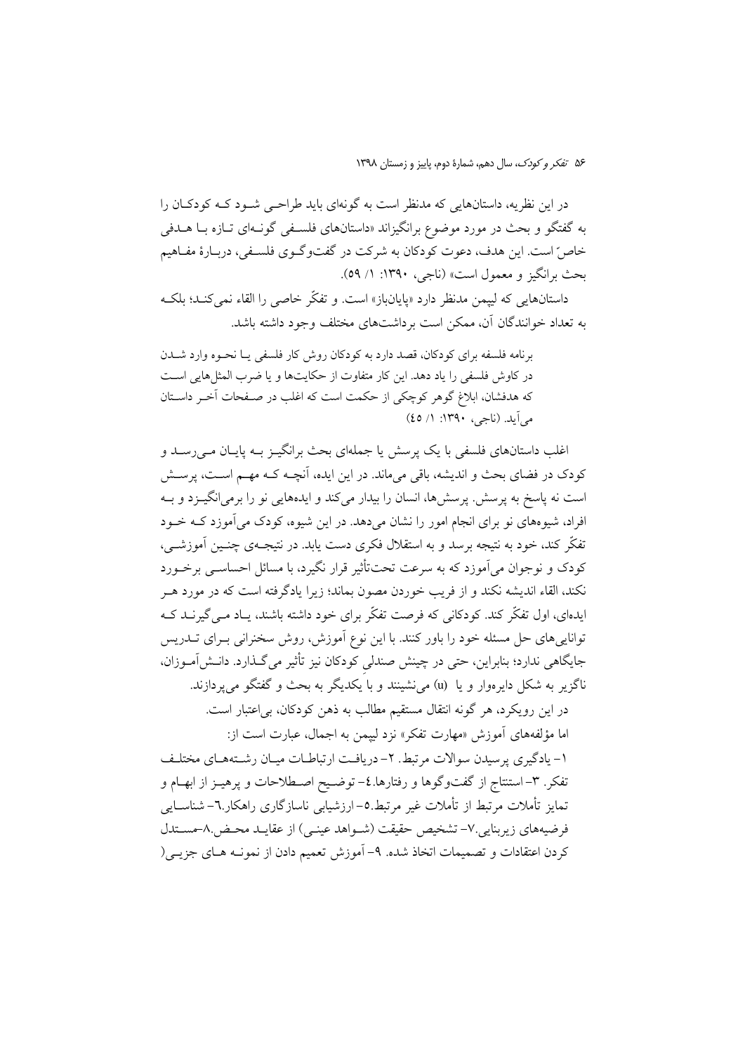در این نظریه، داستان‌هایی که مدنظر است به گونه‌ای باید طراحی شود که کودکان را به گفتگو و بحث در مورد موضوع برانگیزاند «داستان‌های فلسفی گونه‌ای تازه با هدفی خاصّ است. این هدف، دعوت کودکان به شرکت در گفت‌وگوی فلسفی، دربارهٔ مفاهیم بحث برانگیز و معمول است» (ناجی، ۱۳۹۰: ۱/ ۵۹).

داستان‌هایی که لیپمن مدنظر دارد «پایان‌باز» است. و تفکّر خاصی را القاء نمی‌کند؛ بلکه به تعداد خوانندگان آن، ممکن است برداشت‌های مختلف وجود داشته باشد.

> برنامه فلسفه برای کودکان، قصد دارد به کودکان روش کار فلسفی یا نحوه وارد شدن در کاوش فلسفی را یاد دهد. این کار متفاوت از حکایت‌ها و یا ضرب المثل‌هایی است که هدفشان، ابلاغ گوهر کوچکی از حکمت است که اغلب در صفحات آخر داستان می‌آید. (ناجی، ۱۳۹۰: ۱/ ٤٥)

اغلب داستان‌های فلسفی با یک پرسش یا جمله‌ای بحث برانگیز به پایان می‌رسد و کودک در فضای بحث و اندیشه، باقی می‌ماند. در این ایده، آنچه که مهم است، پرسش است نه پاسخ به پرسش. پرسش‌ها، انسان را بیدار می‌کند و ایده‌هایی نو را برمی‌انگیزد و به افراد، شیوه‌های نو برای انجام امور را نشان می‌دهد. در این شیوه، کودک می‌آموزد که خود تفکّر کند، خود به نتیجه برسد و به استقلال فکری دست یابد. در نتیجه‌ی چنین آموزشی، کودک و نوجوان می‌آموزد که به سرعت تحت‌تأثیر قرار نگیرد، با مسائل احساسی برخورد نکند، القاء اندیشه نکند و از فریب خوردن مصون بماند؛ زیرا یادگرفته است که در مورد هر ایده‌ای، اول تفکّر کند. کودکانی که فرصت تفکّر برای خود داشته باشند، یاد می‌گیرند که توانایی‌های حل مسئله خود را باور کنند. با این نوع آموزش، روش سخنرانی برای تدریس جایگاهی ندارد؛ بنابراین، حتی در چینش صندلی کودکان نیز تأثیر می‌گذارد. دانش‌آموزان، ناگزیر به شکل دایره‌وار و یا (u) می‌نشینند و با یکدیگر به بحث و گفتگو می‌پردازند.

در این رویکرد، هر گونه انتقال مستقیم مطالب به ذهن کودکان، بی‌اعتبار است.

اما مؤلفه‌های آموزش «مهارت تفکر» نزد لیپمن به اجمال، عبارت است از:

۱- یادگیری پرسیدن سوالات مرتبط. ۲- دریافت ارتباطات میان رشته‌های مختلف تفکر. ۳- استنتاج از گفت‌وگوها و رفتارها.٤- توضیح اصطلاحات و پرهیز از ابهام و تمایز تأملات مرتبط از تأملات غیر مرتبط.۵- ارزشیابی ناسازگاری راهکار.٦- شناسایی فرضیه‌های زیربنایی.۷- تشخیص حقیقت (شواهد عینی) از عقاید محض.۸-مستدل کردن اعتقادات و تصمیمات اتخاذ شده. ۹- آموزش تعمیم دادن از نمونه های جزیی(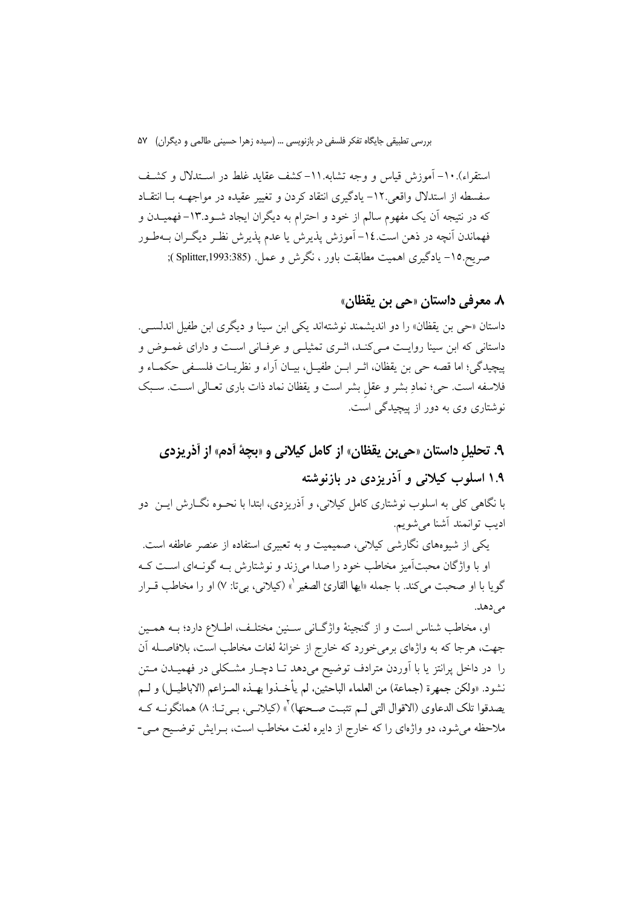استقراء). ۱۰- آموزش قیاس و وجه تشابه. ۱۱- کشف عقاید غلط در استدلال و کشف سفسطه از استدلال واقعی. ۱۲- یادگیری انتقاد کردن و تغییر عقیده در مواجهه با انتقاد که در نتیجه آن یک مفهوم سالم از خود و احترام به دیگران ایجاد شود. ۱۳- فهمیدن و فهماندن آنچه در ذهن است. ۱٤- آموزش پذیرش یا عدم پذیرش نظر دیگران به‌طور صریح. ۱۵- یادگیری اهمیت مطابقت باور، نگرش و عمل. (Splitter,1993:385 );

## ۸. معرفی داستان «حی بن یقظان»

داستان «حی بن یقظان» را دو اندیشمند نوشته‌اند یکی ابن سینا و دیگری ابن طفیل اندلسی. داستانی که ابن سینا روایت می‌کند، اثری تمثیلی و عرفانی است و دارای غموض و پیچیدگی؛ اما قصه حی بن یقظان، اثر ابن طفیل، بیان آراء و نظریات فلسفی حکماء و فلاسفه است. حی؛ نمادِ بشر و عقلِ بشر است و یقظان نماد ذات باری تعالی است. سبک نوشتاری وی به دور از پیچیدگی است.

## ۹. تحلیلِ داستان «حی‌بن یقظان» از کامل کیلانی و «بچهٔ آدم» از آذریزدی

### ۱.۹ اسلوب کیلانی و آذریزدی در بازنوشته

با نگاهی کلی به اسلوب نوشتاری کامل کیلانی، و آذریزدی، ابتدا با نحوه نگارش این دو ادیب توانمند آشنا می‌شویم.

یکی از شیوه‌های نگارشی کیلانی، صمیمیت و به تعبیری استفاده از عنصر عاطفه است. او با واژگان محبت‌آمیز مخاطب خود را صدا می‌زند و نوشتارش به گونه‌ای است که گویا با او صحبت می‌کند. با جمله «ایها القارئ الصغیر[1]» (کیلانی، بی‌تا: ۷) او را مخاطب قرار می‌دهد.

او، مخاطب شناس است و از گنجینهٔ واژگانی سنین مختلف، اطلاع دارد؛ به همین جهت، هرجا که به واژه‌ای برمی‌خورد که خارج از خزانهٔ لغات مخاطب است، بلافاصله آن را در داخل پرانتز یا با آوردن مترادف توضیح می‌دهد تا دچار مشکلی در فهمیدن متن نشود. «ولکن جمهرة (جماعة) من العلماء الباحثین، لم یأخذوا بهذه المزاعم (الاباطیل) و لم یصدقوا تلک الدعاوی (الاقوال التی لم تثبت صحتها)[2]» (کیلانی، بی‌تا: ۸) همانگونه که ملاحظه می‌شود، دو واژه‌ای را که خارج از دایره لغت مخاطب است، برایش توضیح می-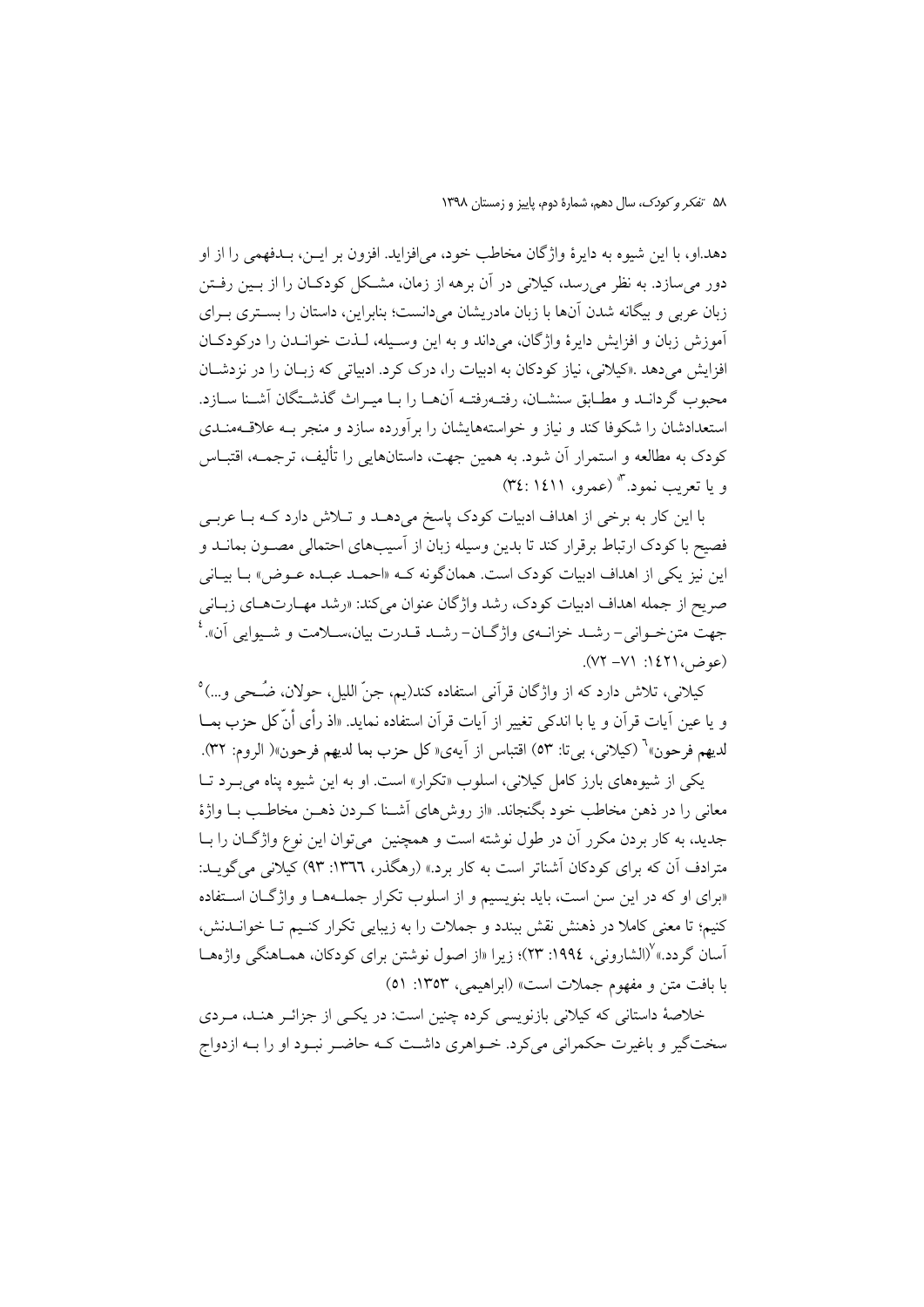دهد.او، با این شیوه به دایرۀ واژگان مخاطب خود، می‌افزاید. افزون بر ایـن، بـدفهمی را از او دور می‌سازد. به نظر می‌رسد، کیلانی در آن برهه از زمان، مشـکل کودکـان را از بـین رفـتن زبان عربی و بیگانه شدن آن‌ها با زبان مادریشان می‌دانست؛ بنابراین، داستان را بسـتری بـرای آموزش زبان و افزایش دایرۀ واژگان، می‌داند و به این وسـیله، لـذت خوانـدن را درکودکـان افزایش می‌دهد .«کیلانی، نیاز کودکان به ادبیات را، درک کرد. ادبیاتی که زبـان را در نزدشـان محبوب گردانـد و مطـابق سنشـان، رفتـه‌رفتـه آن‌هـا را بـا میـراث گذشـتگان آشـنا سـازد. استعدادشان را شکوفا کند و نیاز و خواسته‌هایشان را برآورده سازد و منجر بـه علاقـه‌منـدی کودک به مطالعه و استمرار آن شود. به همین جهت، داستان‌هایی را تألیف، ترجمـه، اقتبـاس و یا تعریب نمود.»[3] (عمرو، ١٤١١ :٣٤)

با این کار به برخی از اهداف ادبیات کودک پاسخ می‌دهـد و تـلاش دارد کـه بـا عربـی فصیح با کودک ارتباط برقرار کند تا بدین وسیله زبان از آسیب‌های احتمالی مصـون بمانـد و این نیز یکی از اهداف ادبیات کودک است. همان‌گونه کـه «احمـد عبـده عـوض» بـا بیـانی صریح از جمله اهداف ادبیات کودک، رشد واژگان عنوان می‌کند: «رشد مهـارت‌هـای زبـانی جهت متن‌خـوانی- رشـد خزانـه‌ی واژگـان- رشـد قـدرت بیان،سـلامت و شـیوایی آن».[4] (عوض،١٤٢١: ٧١- ٧٢).

کیلانی، تلاش دارد که از واژگان قرآنی استفاده کند(یم، جنّ اللیل، حولان، ضُـحی و...)[5] و یا عین آیات قرآن و یا با اندکی تغییر از آیات قرآن استفاده نماید. «اذ رأی أنّ کل حزب بمـا لدیهم فرحون»[6] (کیلانی، بی‌تا: ٥٣) اقتباس از آیه‌ی« کل حزب بما لدیهم فرحون»( الروم: ٣٢).

یکی از شیوه‌های بارز کامل کیلانی، اسلوب «تکرار» است. او به این شیوه پناه می‌بـرد تـا معانی را در ذهن مخاطب خود بگنجاند. «از روش‌های آشـنا کـردن ذهـن مخاطـب بـا واژۀ جدید، به کار بردن مکرر آن در طول نوشته است و همچنین می‌توان این نوع واژگـان را بـا مترادف آن که برای کودکان آشناتر است به کار برد.» (رهگذر، ١٣٦٦: ٩٣) کیلانی می‌گویـد: «برای او که در این سن است، باید بنویسیم و از اسلوب تکرار جملـه‌هـا و واژگـان اسـتفاده کنیم؛ تا معنی کاملا در ذهنش نقش ببندد و جملات را به زیبایی تکرار کنـیم تـا خوانـدنش، آسان گردد.»[7](الشارونی، ١٩٩٤: ٢٣)؛ زیرا «از اصول نوشتن برای کودکان، همـاهنگی واژه‌هـا با بافت متن و مفهوم جملات است» (ابراهیمی، ١٣٥٣: ٥١)

خلاصۀ داستانی که کیلانی بازنویسی کرده چنین است: در یکـی از جزائـر هنـد، مـردی سخت‌گیر و باغیرت حکمرانی می‌کرد. خـواهری داشـت کـه حاضـر نبـود او را بـه ازدواج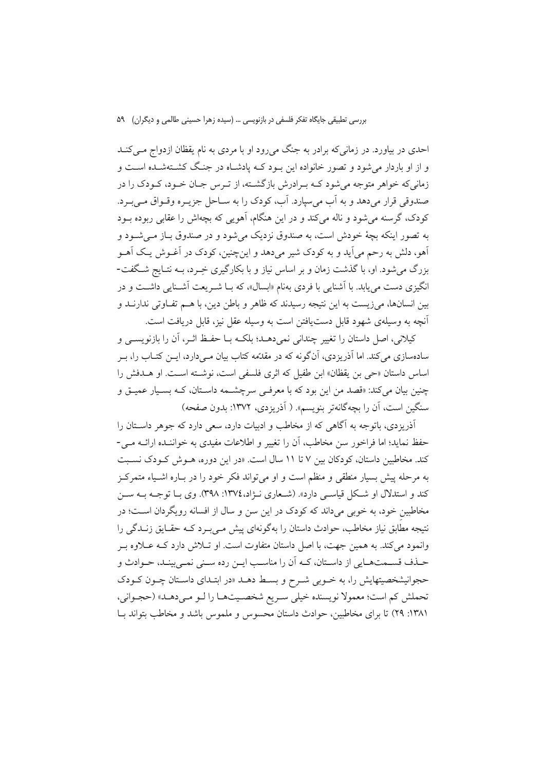احدی در بیاورد. در زمانی‌که برادر به جنگ می‌رود او با مردی به نام یقظان ازدواج می‌کند و از او باردار می‌شود و تصور خانواده این بود که پادشاه در جنگ کشته‌شده است و زمانی‌که خواهر متوجه می‌شود که برادرش بازگشته، از ترس جان خود، کودک را در صندوقی قرار می‌دهد و به آب می‌سپارد. آب، کودک را به ساحل جزیره وقواق می‌برد. کودک، گرسنه می‌شود و ناله می‌کند و در این هنگام، آهویی که بچه‌اش را عقابی ربوده بود به تصور اینکه بچهٔ خودش است، به صندوق نزدیک می‌شود و در صندوق باز می‌شود و آهو، دلش به رحم می‌آید و به کودک شیر می‌دهد و این‌چنین، کودک در آغوش یک آهو بزرگ می‌شود. او، با گذشت زمان و بر اساس نیاز و با بکارگیری خِرد، به نتایج شگفت‌انگیزی دست می‌یابد. با آشنایی با فردی بەنام «ابسال»، که با شریعت آشنایی داشت و در بین انسان‌ها، می‌زیست به این نتیجه رسیدند که ظاهر و باطن دین، با هم تفاوتی ندارند و آنچه به وسیله‌ی شهود قابل دست‌یافتن است به وسیله عقل نیز، قابل دریافت است.

کیلانی، اصل داستان را تغییر چندانی نمی‌دهد؛ بلکه با حفظ اثر، آن را بازنویسی و ساده‌سازی می‌کند. اما آذریزدی، آن‌گونه که در مقدّمه کتاب بیان می‌دارد، این کتاب را، بر اساس داستان «حی بن یقظان» ابن طفیل که اثری فلسفی است، نوشته است. او هدفش را چنین بیان می‌کند: «قصد من این بود که با معرفی سرچشمه داستان، که بسیار عمیق و سنگین است، آن را بچه‌گانه‌تر بنویسم». ( آذریزدی، ۱۳۷۲: بدون صفحه)

آذریزدی، باتوجه به آگاهی که از مخاطب و ادبیات دارد، سعی دارد که جوهر داستان را حفظ نماید؛ اما فراخور سن مخاطب، آن را تغییر و اطلاعات مفیدی به خواننده ارائه می‌کند. مخاطبین داستان، کودکان بین ۷ تا ۱۱ سال است. «در این دوره، هوش کودک نسبت به مرحله پیش بسیار منطقی و منظم است و او می‌تواند فکر خود را در باره اشیاء متمرکز کند و استدلال او شکل قیاسی دارد». (شعاری نژاد،۱۳۷٤: ۳۹۸). وی با توجه به سن مخاطبینِ خود، به خوبی می‌داند که کودک در این سن و سال از افسانه رویگردان است؛ در نتیجه مطابق نیاز مخاطب، حوادث داستان را به‌گونه‌ای پیش می‌برد که حقایق زندگی را وانمود می‌کند. به همین جهت، با اصل داستان متفاوت است. او تلاش دارد که علاوه بر حذف قسمت‌هایی از داستان، که آن را مناسب این رده سنی نمی‌بیند، حوادث و حجوانیشخصیتهایش را، به خوبی شرح و بسط دهد «در ابتدای داستان چون کودک تحملش کم است؛ معمولا نویسنده خیلی سریع شخصیت‌ها را لو می‌دهد» (حجوانی، ۱۳۸۱: ۲۹) تا برای مخاطبین، حوادث داستان محسوس و ملموس باشد و مخاطب بتواند با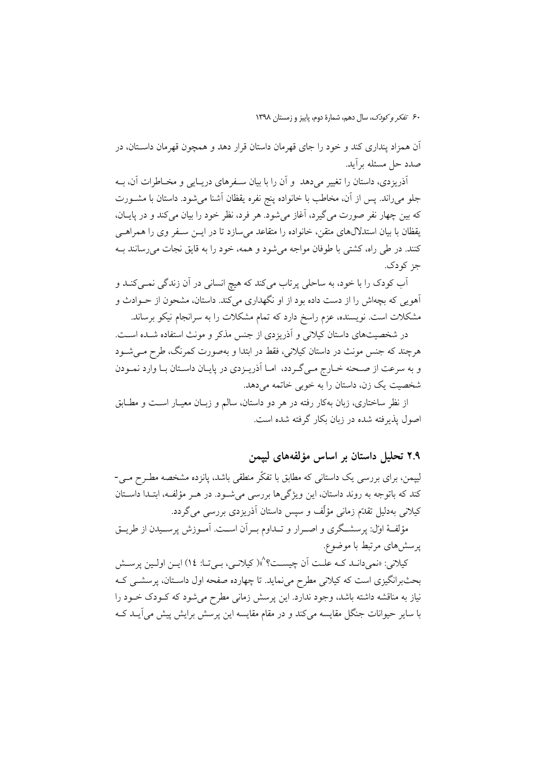آن همزاد پنداری کند و خود را جای قهرمان داستان قرار دهد و همچون قهرمان داستان، در صدد حل مسئله برآید.

آذریزدی، داستان را تغییر می‌دهد و آن را با بیان سفرهای دریایی و مخاطرات آن، به جلو می‌راند. پس از آن، مخاطب با خانواده پنج نفره یقظان آشنا می‌شود. داستان با مشورت که بین چهار نفر صورت می‌گیرد، آغاز می‌شود. هر فرد، نظر خود را بیان می‌کند و در پایان، یقظان با بیان استدلال‌های متقن، خانواده را متقاعد می‌سازد تا در این سفر وی را همراهی کنند. در طی راه، کشتی با طوفان مواجه می‌شود و همه، خود را به قایق نجات می‌رسانند به جز کودک.

آب کودک را با خود، به ساحلی پرتاب می‌کند که هیچ انسانی در آن زندگی نمی‌کند و آهویی که بچه‌اش را از دست داده بود از او نگهداری می‌کند. داستان، مشحون از حوادث و مشکلات است. نویسنده، عزم راسخ دارد که تمام مشکلات را به سرانجام نیکو برساند.

در شخصیت‌های داستان کیلانی و آذریزدی از جنس مذکر و مونث استفاده شده است. هرچند که جنس مونث در داستان کیلانی، فقط در ابتدا و به‌صورت کمرنگ، طرح می‌شود و به سرعت از صحنه خارج می‌گردد، اما آذریزدی در پایان داستان با وارد نمودن شخصیت یک زن، داستان را به خوبی خاتمه می‌دهد.

از نظر ساختاری، زبان به‌کار رفته در هر دو داستان، سالم و زبان معیار است و مطابق اصول پذیرفته شده در زبان بکار گرفته شده است.

## ۲.۹ تحلیل داستان بر اساس مؤلفه‌های لیپمن

لیپمن، برای بررسی یک داستانی که مطابق با تفکّر منطقی باشد، پانزده مشخصه مطرح می‌کند که باتوجه به روند داستان، این ویژگی‌ها بررسی می‌شود. در هر مؤلفه، ابتدا داستان کیلانی به‌دلیل تقدّم زمانی مؤلّف و سپس داستان آذریزدی بررسی می‌گردد.

مؤلفهٔ اوّل: پرسشگری و اصرار و تداوم برآن است. آموزش پرسیدن از طریق پرسش‌های مرتبط با موضوع.

کیلانی: «نمی‌داند که علت آن چیست؟[8]» (کیلانی، بی‌تا: ١٤) این اولین پرسش بحث‌برانگیزی است که کیلانی مطرح می‌نماید. تا چهارده صفحه اول داستان، پرسشی که نیاز به مناقشه داشته باشد، وجود ندارد. این پرسش زمانی مطرح می‌شود که کودک خود را با سایر حیوانات جنگل مقایسه می‌کند و در مقام مقایسه این پرسش برایش پیش می‌آید که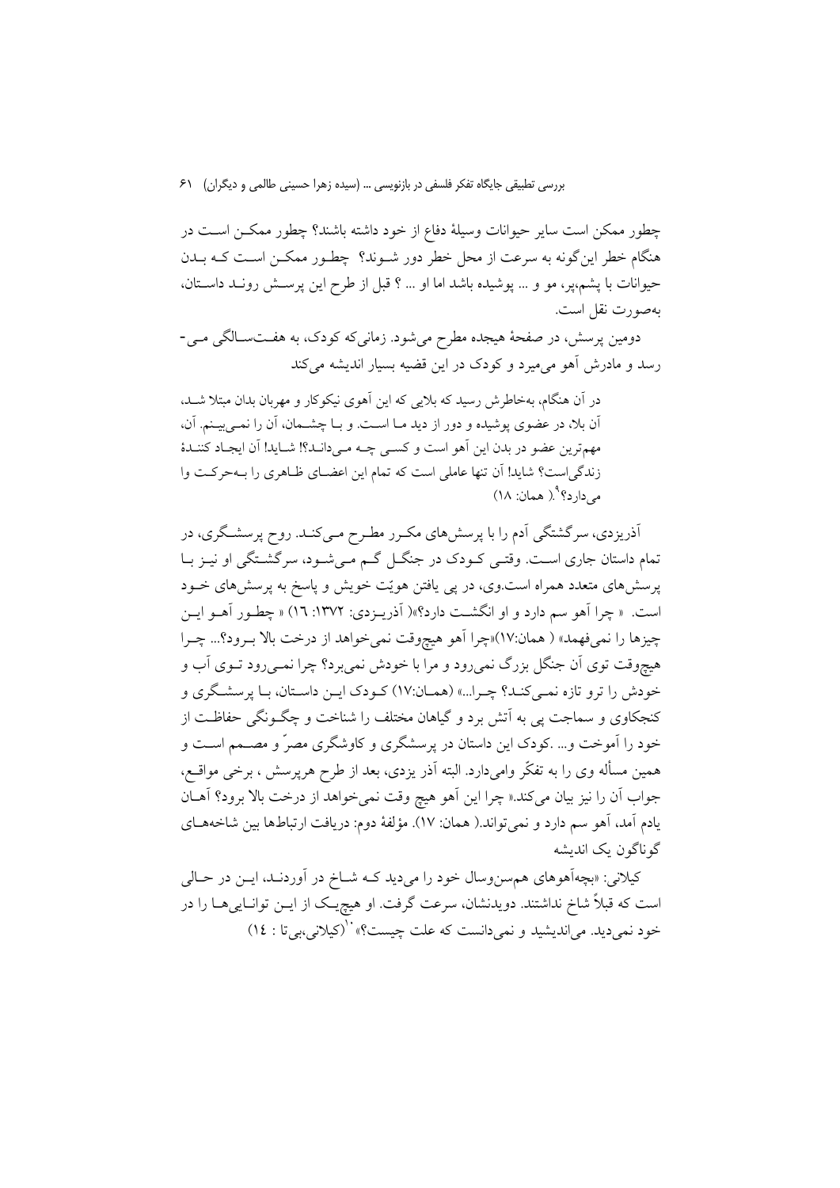چطور ممکن است سایر حیوانات وسیلهٔ دفاع از خود داشته باشند؟ چطور ممکـن اسـت در هنگام خطر این‌گونه به سرعت از محل خطر دور شـوند؟ چطـور ممکـن اسـت کـه بـدن حیوانات با پشم،پر، مو و ... پوشیده باشد اما او ... ؟ قبل از طرح این پرسـش رونـد داسـتان، به‌صورت نقل است.

دومین پرسش، در صفحهٔ هیجده مطرح می‌شود. زمانی‌که کودک، به هفـت‌سـالگی مـی‌رسد و مادرش آهو می‌میرد و کودک در این قضیه بسیار اندیشه می‌کند

> در آن هنگام، به‌خاطرش رسید که بلایی که این آهوی نیکوکار و مهربان بدان مبتلا شـد، آن بلا، در عضوی پوشیده و دور از دید مـا اسـت. و بـا چشـمان، آن را نمـی‌بیـنم. آن، مهم‌ترین عضو در بدن این آهو است و کسـی چـه مـی‌دانـد؟! شـاید! آن ایجـاد کننـدهٔ زندگی‌است؟ شاید! آن تنها عاملی است که تمام این اعضـای ظـاهری را بـه‌حرکـت وا می‌دارد؟[9]( همان: ١٨)

آذریزدی، سرگشتگی آدم را با پرسش‌های مکـرر مطـرح مـی‌کنـد. روح پرسشـگری، در تمام داستان جاری اسـت. وقتـی کـودک در جنگـل گـم مـی‌شـود، سرگشـتگی او نیـز بـا پرسش‌های متعدد همراه است.وی، در پی یافتن هویّت خویش و پاسخ به پرسش‌های خـود است. « چرا آهو سم دارد و او انگشـت دارد؟»( آذریـزدی: ١٣٧٢: ١٦) « چطـور آهـو ایـن چیزها را نمی‌فهمد» ( همان:١٧)«چرا آهو هیچ‌وقت نمی‌خواهد از درخت بالا بـرود؟... چـرا هیچ‌وقت توی آن جنگل بزرگ نمی‌رود و مرا با خودش نمی‌برد؟ چرا نمـی‌رود تـوی آب و خودش را ترو تازه نمـی‌کنـد؟ چـرا...» (همـان:١٧) کـودک ایـن داسـتان، بـا پرسشـگری و کنجکاوی و سماجت پی به آتش برد و گیاهان مختلف را شناخت و چگـونگی حفاظـت از خود را آموخت و... .کودک این داستان در پرسشگری و کاوشگری مصرّ و مصـمم اسـت و همین مسأله وی را به تفکّر وامی‌دارد. البته آذر یزدی، بعد از طرح هرپرسش ، برخی مواقـع، جواب آن را نیز بیان می‌کند.« چرا این آهو هیچ وقت نمی‌خواهد از درخت بالا برود؟ آهـان یادم آمد، آهو سم دارد و نمی‌تواند.( همان: ١٧). مؤلفهٔ دوم: دریافت ارتباطها بین شاخه‌هـای گوناگون یک اندیشه

کیلانی: «بچه‌آهوهای هم‌سن‌وسال خود را می‌دید کـه شـاخ در آوردنـد، ایـن در حـالی است که قبلاً شاخ نداشتند. دویدنشان، سرعت گرفت. او هیچ‌یـک از ایـن توانـایی‌هـا را در خود نمی‌دید. می‌اندیشید و نمی‌دانست که علت چیست؟»[10](کیلانی،بی‌تا : ١٤)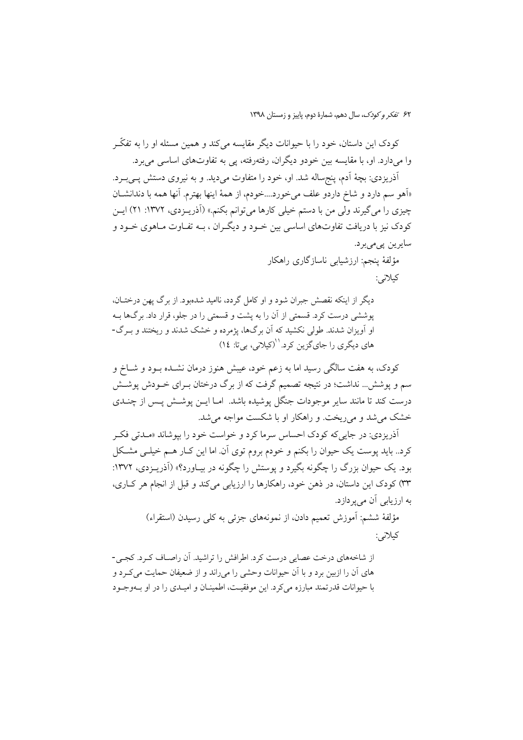کودک این داستان، خود را با حیوانات دیگر مقایسه می‌کند و همین مسئله او را به تفکّر وا می‌دارد. او، با مقایسه بین خودو دیگران، رفته‌رفته، پی به تفاوت‌های اساسی می‌برد.

آذریزدی: بچهٔ آدم، پنج‌ساله شد. او، خود را متفاوت می‌دید. و به نیروی دستش پی‌برد. «آهو سم دارد و شاخ داردو علف می‌خورد....خودم، از همهٔ اینها بهترم. آنها همه با دندانشان چیزی را می‌گیرند ولی من با دستم خیلی کارها می‌توانم بکنم.» (آذریزدی، ۱۳۷۲: ۲۱) این کودک نیز با دریافت تفاوت‌های اساسی بین خود و دیگران ، به تفاوت ماهوی خود و سایرین پی‌می‌برد.

مؤلفهٔ پنجم: ارزشیابی ناسازگاری راهکار

کیلانی:

> دیگر از اینکه نقصش جبران شود و او کامل گردد، ناامید شده‌بود. از برگ پهن درختان، پوششی درست کرد. قسمتی از آن را به پشت و قسمتی را در جلو، قرار داد. برگ‌ها به او آویزان شدند. طولی نکشید که آن برگ‌ها، پژمرده و خشک شدند و ریختند و برگ‌های دیگری را جای‌گزین کرد.[11](کیلانی، بی‌تا: ١٤)

کودک، به هفت سالگی رسید اما به زعم خود، عیبش هنوز درمان نشده بود و شاخ و سم و پوشش... نداشت؛ در نتیجه تصمیم گرفت که از برگ درختان برای خودش پوشش درست کند تا مانند سایر موجودات جنگل پوشیده باشد. اما این پوشش پس از چندی خشک می‌شد و می‌ریخت. و راهکار او با شکست مواجه می‌شد.

آذریزدی: در جایی‌که کودک احساس سرما کرد و خواست خود را بپوشاند «مدتی فکر کرد.. باید پوست یک حیوان را بکنم و خودم بروم توی آن. اما این کار هم خیلی مشکل بود. یک حیوان بزرگ را چگونه بگیرد و پوستش را چگونه در بیاورد؟» (آذریزدی، ۱۳۷۲: ۳۳) کودک این داستان، در ذهن خود، راهکارها را ارزیابی می‌کند و قبل از انجام هر کاری، به ارزیابی آن می‌پردازد.

مؤلفهٔ ششم: آموزش تعمیم دادن، از نمونه‌های جزئی به کلی رسیدن (استقراء)

کیلانی:

> از شاخه‌های درخت عصایی درست کرد. اطرافش را تراشید. آن راصاف کرد. کجی‌های آن را ازبین برد و با آن حیوانات وحشی را می‌راند و از ضعیفان حمایت می‌کرد و با حیوانات قدرتمند مبارزه می‌کرد. این موفقیت، اطمینان و امیدی را در او به‌وجود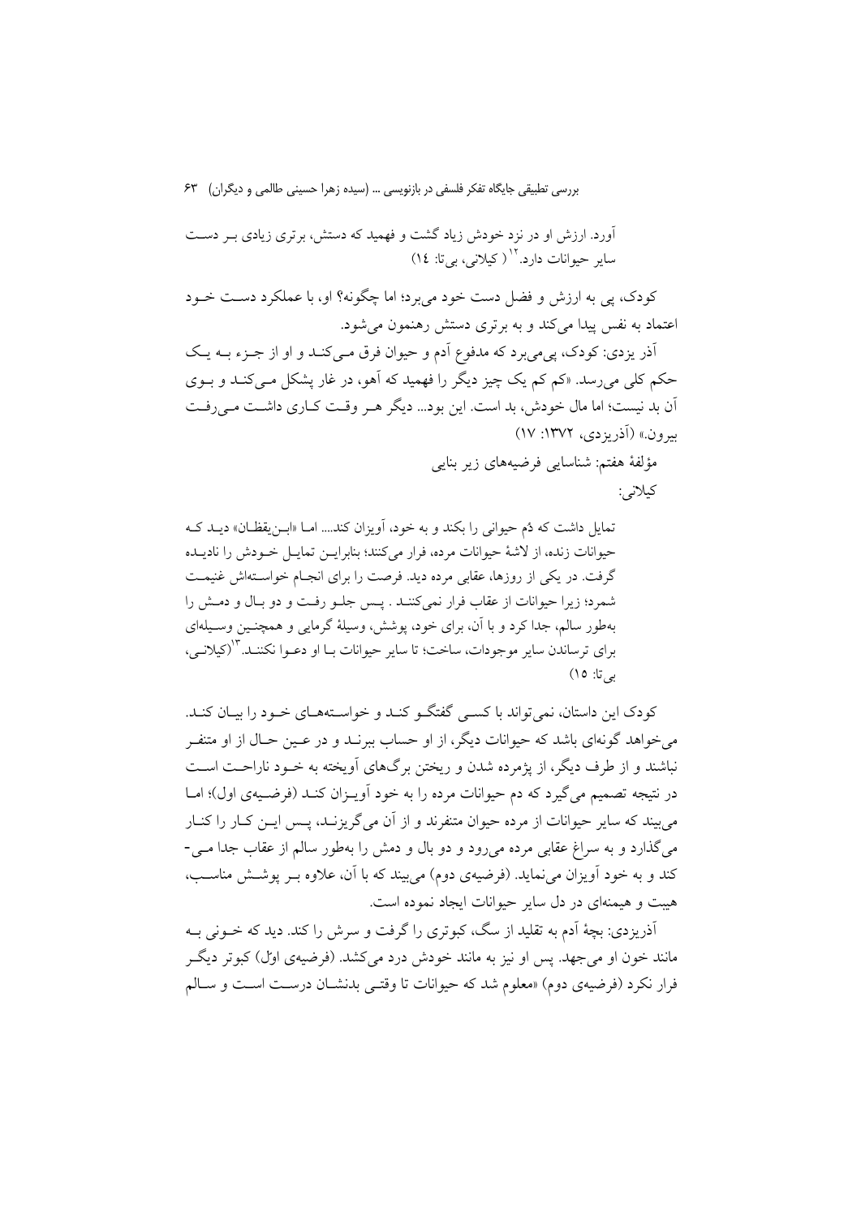آورد. ارزش او در نزد خودش زیاد گشت و فهمید که دستش، برتری زیادی بـر دسـت سایر حیوانات دارد.[۱۲] ( کیلانی، بی‌تا: ١٤)

کودک، پی به ارزش و فضل دست خود می‌برد؛ اما چگونه؟ او، با عملکرد دسـت خـود اعتماد به نفس پیدا می‌کند و به برتری دستش رهنمون می‌شود.

آذر یزدی: کودک، پی‌می‌برد که مدفوع آدم و حیوان فرق مـی‌کنـد و او از جـزء بـه یـک حکم کلی می‌رسد. «کم کم یک چیز دیگر را فهمید که آهو، در غار پشکل مـی‌کنـد و بـوی آن بد نیست؛ اما مال خودش، بد است. این بود... دیگر هـر وقـت کـاری داشـت مـی‌رفـت بیرون.» (آذریزدی، ۱۳۷۲: ۱۷)

مؤلفهٔ هفتم: شناسایی فرضیه‌های زیر بنایی

کیلانی:

> تمایل داشت که دُم حیوانی را بکند و به خود، آویزان کند.... امـا «ابـن‌یقظـان» دیـد کـه حیوانات زنده، از لاشهٔ حیوانات مرده، فرار می‌کنند؛ بنابرایـن تمایـل خـودش را نادیـده گرفت. در یکی از روزها، عقابی مرده دید. فرصت را برای انجـام خواسـته‌اش غنیمـت شمرد؛ زیرا حیوانات از عقاب فرار نمی‌کننـد . پـس جلـو رفـت و دو بـال و دمـش را به‌طور سالم، جدا کرد و با آن، برای خود، پوشش، وسیلهٔ گرمایی و همچنـین وسـیله‌ای برای ترساندن سایر موجودات، ساخت؛ تا سایر حیوانات بـا او دعـوا نکننـد.[۱۳](کیلانـی، بی‌تا: ١٥)

کودک این داستان، نمی‌تواند با کسـی گفتگـو کنـد و خواسـته‌هـای خـود را بیـان کنـد. می‌خواهد گونه‌ای باشد که حیوانات دیگر، از او حساب ببرنـد و در عـین حـال از او متنفـر نباشند و از طرف دیگر، از پژمرده شدن و ریختن برگ‌های آویخته به خـود ناراحـت اسـت در نتیجه تصمیم می‌گیرد که دم حیوانات مرده را به خود آویـزان کنـد (فرضـیه‌ی اول)؛ امـا می‌بیند که سایر حیوانات از مرده حیوان متنفرند و از آن می‌گریزنـد، پـس ایـن کـار را کنـار می‌گذارد و به سراغ عقابی مرده می‌رود و دو بال و دمش را به‌طور سالم از عقاب جدا مـی-کند و به خود آویزان می‌نماید. (فرضیه‌ی دوم) می‌بیند که با آن، علاوه بـر پوشـش مناسـب، هیبت و هیمنه‌ای در دل سایر حیوانات ایجاد نموده است.

آذریزدی: بچهٔ آدم به تقلید از سگ، کبوتری را گرفت و سرش را کند. دید که خـونی بـه مانند خون او می‌جهد. پس او نیز به مانند خودش درد می‌کشد. (فرضیه‌ی اوّل) کبوتر دیگـر فرار نکرد (فرضیه‌ی دوم) «معلوم شد که حیوانات تا وقتـی بدنشـان درسـت اسـت و سـالم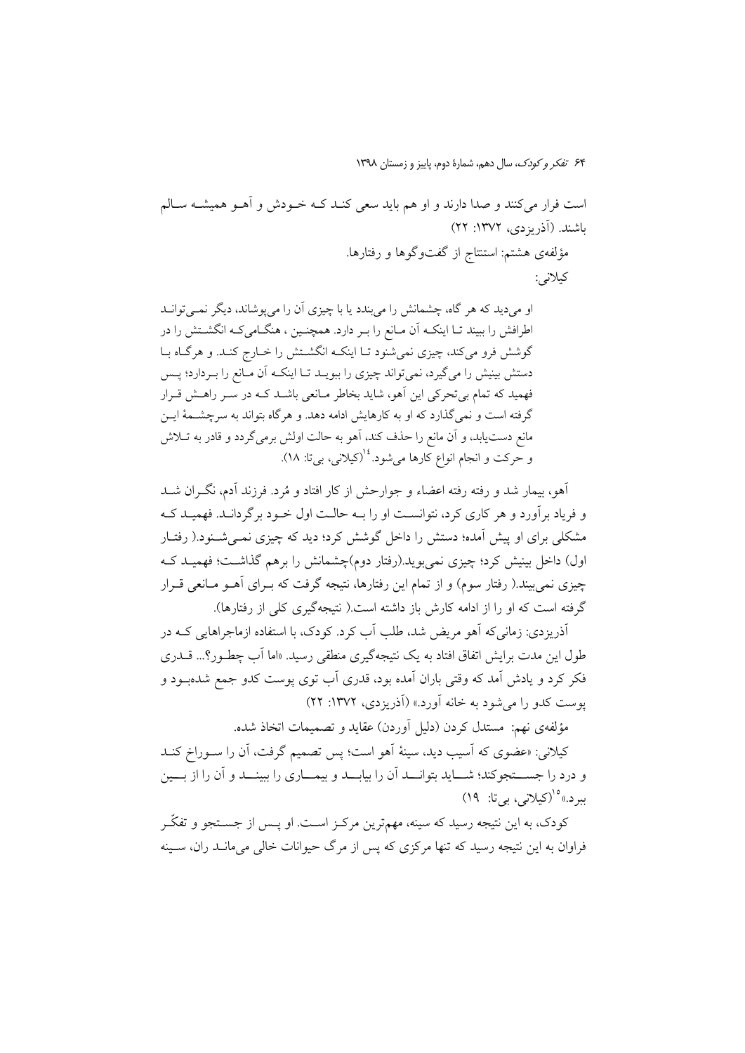است فرار می‌کنند و صدا دارند و او هم باید سعی کند که خودش و آهو همیشه سالم باشند. (آذریزدی، ۱۳۷۲: ۲۲)

مؤلفه‌ی هشتم: استنتاج از گفت‌وگوها و رفتارها.

کیلانی:

> او می‌دید که هر گاه، چشمانش را می‌بندد یا با چیزی آن را می‌پوشاند، دیگر نمی‌تواند اطرافش را ببیند تا اینکه آن مانع را بر دارد. همچنین ، هنگامی‌که انگشتش را در گوشش فرو می‌کند، چیزی نمی‌شنود تا اینکه انگشتش را خارج کند. و هرگاه با دستش بینیش را می‌گیرد، نمی‌تواند چیزی را ببوید تا اینکه آن مانع را بردارد؛ پس فهمید که تمام بی‌تحرکی این آهو، شاید بخاطر مانعی باشد که در سر راهش قرار گرفته است و نمی‌گذارد که او به کارهایش ادامه دهد. و هرگاه بتواند به سرچشمهٔ این مانع دست‌یابد، و آن مانع را حذف کند، آهو به حالت اولش برمی‌گردد و قادر به تلاش و حرکت و انجام انواع کارها می‌شود.[۱۴](کیلانی، بی‌تا: ۱۸).

آهو، بیمار شد و رفته رفته اعضاء و جوارحش از کار افتاد و مُرد. فرزند آدم، نگران شد و فریاد برآورد و هر کاری کرد، نتوانست او را بـه حالت اول خـود برگرداند. فهمید کـه مشکلی برای او پیش آمده؛ دستش را داخل گوشش کرد؛ دید که چیزی نمی‌شنود.( رفتار اول) داخل بینیش کرد؛ چیزی نمی‌بوید.(رفتار دوم)چشمانش را برهم گذاشت؛ فهمید کـه چیزی نمی‌بیند.( رفتار سوم) و از تمام این رفتارها، نتیجه گرفت که بـرای آهـو مـانعی قـرار گرفته است که او را از ادامه کارش باز داشته است.( نتیجه‌گیری کلی از رفتارها).

آذریزدی: زمانی‌که آهو مریض شد، طلب آب کرد. کودک، با استفاده ازماجراهایی کـه در طول این مدت برایش اتفاق افتاد به یک نتیجه‌گیری منطقی رسید. «اما آب چطـور؟... قـدری فکر کرد و یادش آمد که وقتی باران آمده بود، قدری آب توی پوست کدو جمع شده‌بـود و پوست کدو را می‌شود به خانه آورد.» (آذریزدی، ۱۳۷۲: ۲۲)

مؤلفه‌ی نهم: مستدل کردن (دلیل آوردن) عقاید و تصمیمات اتخاذ شده.

کیلانی: «عضوی که آسیب دید، سینهٔ آهو است؛ پس تصمیم گرفت، آن را سـوراخ کنـد و درد را جستجوکند؛ شاید بتوانـد آن را بیابـد و بیمـاری را ببینـد و آن را از بـین ببرد.»[۱۵](کیلانی، بی‌تا: ۱۹)

کودک، به این نتیجه رسید که سینه، مهم‌ترین مرکز است. او پس از جستجو و تفکّر فراوان به این نتیجه رسید که تنها مرکزی که پس از مرگ حیوانات خالی می‌مانـد ران، سـینه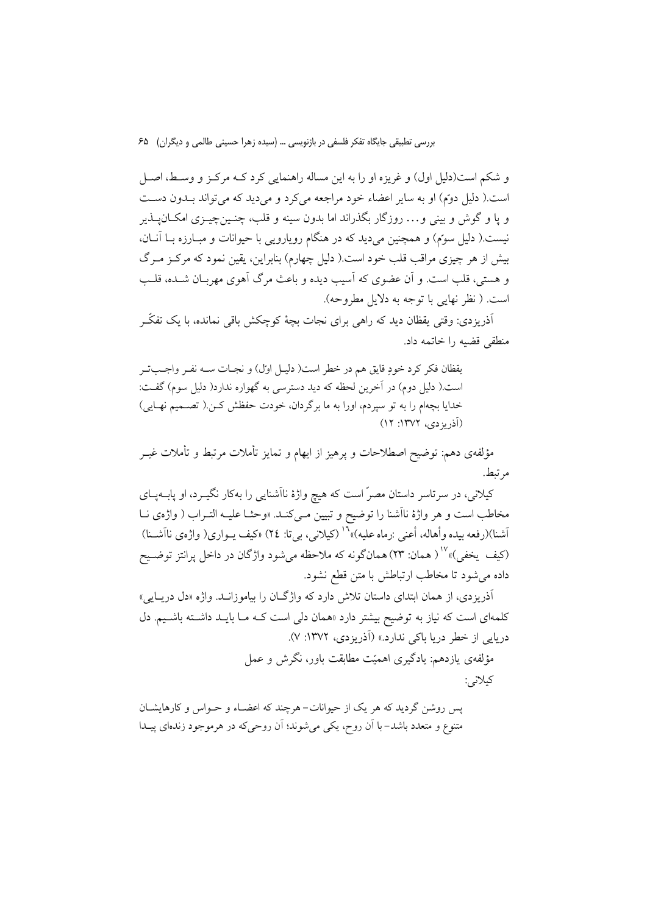و شکم است(دلیل اول) و غریزه او را به این مساله راهنمایی کرد کـه مرکـز و وسـط، اصـل است.( دلیل دوّم) او به سایر اعضاء خود مراجعه می‌کرد و می‌دید که می‌تواند بـدون دسـت و پا و گوش و بینی و... روزگار بگذراند اما بدون سینه و قلب، چنـین‌چیـزی امکـان‌پـذیر نیست.( دلیل سوّم) و همچنین می‌دید که در هنگام رویارویی با حیوانات و مبـارزه بـا آنـان، بیش از هر چیزی مراقب قلب خود است.( دلیل چهارم) بنابراین، یقین نمود که مرکـز مـرگ و هستی، قلب است. و آن عضوی که آسیب دیده و باعث مرگ آهوی مهربـان شـده، قلـب است. ( نظر نهایی با توجه به دلایل مطروحه).

آذریزدی: وقتی یقظان دید که راهی برای نجات بچهٔ کوچکش باقی نمانده، با یک تفکّـر منطقی قضیه را خاتمه داد.

> یقظان فکر کرد خودِ قایق هم در خطر است( دلیـل اوّل) و نجـات سـه نفـر واجـب‌تـر است.( دلیل دوم) در آخرین لحظه که دید دسترسی به گهواره ندارد( دلیل سوم) گفـت: خدایا بچه‌ام را به تو سپردم، اورا به ما برگردان، خودت حفظش کـن.( تصـمیم نهـایی) (آذریزدی، ۱۳۷۲: ۱۲)

مؤلفه‌ی دهم: توضیح اصطلاحات و پرهیز از ایهام و تمایز تأملات مرتبط و تأملات غیـر مرتبط.

کیلانی، در سرتاسر داستان مصرّ است که هیچ واژهٔ ناآشنایی را به‌کار نگیـرد، او پابـه‌پـای مخاطب است و هر واژهٔ ناآشنا را توضیح و تبیین مـی‌کنـد. «وحثـا علیـه التـراب ( واژه‌ی نـا آشنا)(رفعه بیده وأهاله، أعنی :رماه علیه)»[16] (کیلانی، بی‌تا: ٢٤) «کیف یـواری( واژه‌ی ناآشـنا) (کیف یخفی)»[17] ( همان: ٢٣) همان‌گونه که ملاحظه می‌شود واژگان در داخل پرانتز توضـیح داده می‌شود تا مخاطب ارتباطش با متن قطع نشود.

آذریزدی، از همان ابتدای داستان تلاش دارد که واژگـان را بیاموزانـد. واژه «دل دریـایی» کلمه‌ای است که نیاز به توضیح بیشتر دارد «همان دلی است کـه مـا بایـد داشـته باشـیم. دل دریایی از خطر دریا باکی ندارد.» (آذریزدی، ۱۳۷۲: ۷).

مؤلفه‌ی یازدهم: یادگیری اهمیّت مطابقت باور، نگرش و عمل

کیلانی:

> پس روشن گردید که هر یک از حیوانات- هرچند که اعضـاء و حـواس و کارهایشـان متنوع و متعدد باشد- با آن روح، یکی می‌شوند؛ آن روحی‌که در هرموجود زنده‌ای پیـدا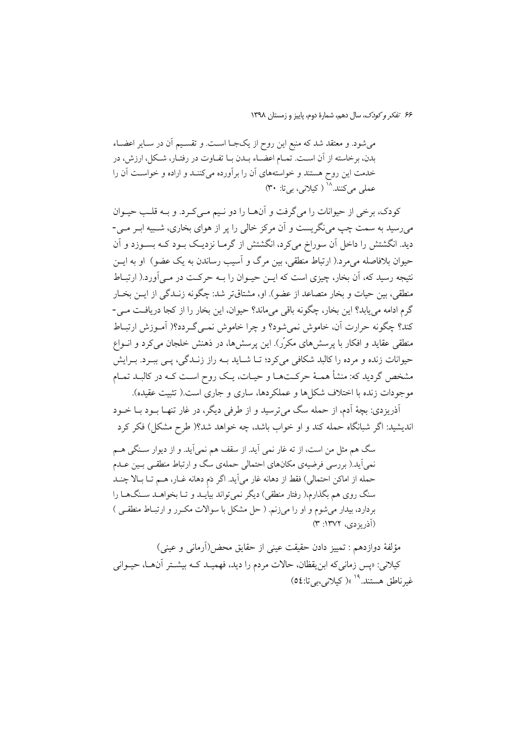می‌شود. و معتقد شد که منبع این روح از یک‌جا است. و تقسیم آن در سایر اعضاء بدن، برخاسته از آن است. تمام اعضاء بدن با تفاوت در رفتار، شکل، ارزش، در خدمت این روح هستند و خواسته‌های آن را برآورده می‌کنند و اراده و خواست آن را عملی می‌کنند.[18] ( کیلانی، بی‌تا: ۳۰)

کودک، برخی از حیوانات را می‌گرفت و آن‌ها را دو نیم می‌کرد. و به قلب حیوان می‌رسید به سمت چپ می‌نگریست و آن مرکز خالی را پر از هوای بخاری، شبیه ابر می‌دید. انگشتش را داخل آن سوراخ می‌کرد، انگشتش از گرما نزدیک بود که بسوزد و آن حیوان بلافاصله می‌مرد.( ارتباط منطقی، بین مرگ و آسیب رساندن به یک عضو) او به این نتیجه رسید که، آن بخار، چیزی است که این حیوان را به حرکت در می‌آورد.( ارتباط منطقی، بین حیات و بخار متصاعد از عضو). او، مشتاق‌تر شد: چگونه زندگی از این بخار گرم ادامه می‌یابد؟ این بخار، چگونه باقی می‌ماند؟ حیوان، این بخار را از کجا دریافت می‌کند؟ چگونه حرارت آن، خاموش نمی‌شود؟ و چرا خاموش نمی‌گردد؟( آموزش ارتباط منطقی عقاید و افکار با پرسش‌های مکرّر). این پرسش‌ها، در ذهنش خلجان می‌کرد و انواع حیوانات زنده و مرده را کالبد شکافی می‌کرد؛ تا شاید به راز زندگی، پی ببرد. برایش مشخص گردید که: منشأ همهٔ حرکت‌ها و حیات، یک روح است که در کالبد تمام موجودات زنده با اختلاف شکل‌ها و عملکردها، ساری و جاری است.( تثبیت عقیده).

آذریزدی: بچهٔ آدم، از حمله سگ می‌ترسید و از طرفی دیگر، در غار تنها بود با خود اندیشید: اگر شبانگاه حمله کند و او خواب باشد، چه خواهد شد؟( طرح مشکل) فکر کرد

سگ هم مثل من است، از ته غار نمی آید. از سقف هم نمی‌آید. و از دیوار سنگی هم نمی‌آید.( بررسی فرضیه‌ی مکان‌های احتمالی حمله‌ی سگ و ارتباط منطقی بین عدم حمله از اماکن احتمالی) فقط از دهانه غار می‌آید. اگر دَم دهانه غار، هم تا بالا چند سنگ روی هم بگذارم،( رفتار منطقی) دیگر نمی‌تواند بیاید و تا بخواهد سنگ‌ها را بردارد، بیدار می‌شوم و او را می‌زنم. ( حل مشکل با سوالات مکرر و ارتباط منطقی ) (آذریزدی، ۱۳۷۲: ۳)

مؤلفهٔ دوازدهم : تمییز دادن حقیقت عینی از حقایق محض(آرمانی و عینی)

کیلانی: «پس زمانی‌که ابن‌یقظان، حالات مردم را دید، فهمید که بیشتر آن‌ها، حیوانی غیرناطق هستند.[19] »( کیلانی،بی‌تا:٥٤)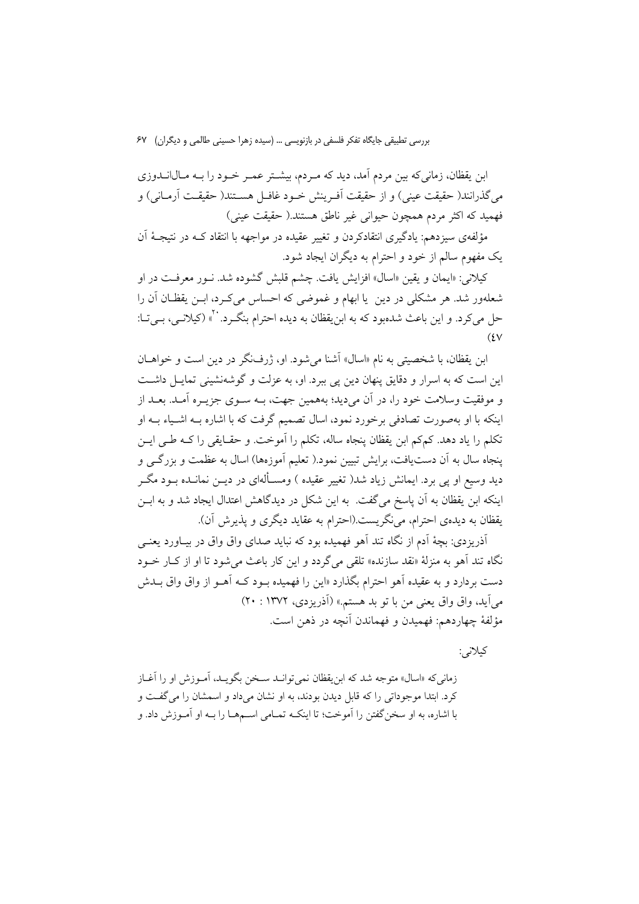ابن یقظان، زمانی‌که بین مردم آمد، دید که مـردم، بیشـتر عمـر خـود را بـه مـال‌انـدوزی می‌گذرانند( حقیقت عینی) و از حقیقت آفـرینش خـود غافـل هسـتند( حقیقـت آرمـانی) و فهمید که اکثر مردم همچون حیوانی غیر ناطق هستند.( حقیقت عینی)

مؤلفه‌ی سیزدهم: یادگیری انتقادکردن و تغییر عقیده در مواجهه با انتقاد کـه در نتیجـهٔ آن یک مفهوم سالم از خود و احترام به دیگران ایجاد شود.

کیلانی: «ایمان و یقین «اسال» افزایش یافت. چشم قلبش گشوده شد. نـور معرفـت در او شعله‌ور شد. هر مشکلی در دین یا ابهام و غموضی که احساس می‌کـرد، ابـن یقظـان آن را حل می‌کرد. و این باعث شده‌بود که به ابن‌یقظان به دیده احترام بنگـرد.[20]» (کیلانـی، بـی‌تـا: ٤٧)

ابن یقظان، با شخصیتی به نام «اسال» آشنا می‌شود. او، ژرف‌نگر در دین است و خواهـان این است که به اسرار و دقایق پنهان دین پی ببرد. او، به عزلت و گوشه‌نشینی تمایـل داشـت و موفقیت وسلامت خود را، در آن می‌دید؛ به‌همین جهت، بـه سـوی جزیـره آمـد. بعـد از اینکه با او به‌صورت تصادفی برخورد نمود، اسال تصمیم گرفت که با اشاره بـه اشـیاء بـه او تکلم را یاد دهد. کم‌کم ابن یقظان پنجاه ساله، تکلم را آموخت. و حقـایقی را کـه طـی ایـن پنجاه سال به آن دست‌یافت، برایش تبیین نمود.( تعلیم آموزه‌ها) اسال به عظمت و بزرگـی و دید وسیع او پی برد. ایمانش زیاد شد( تغییر عقیده ) ومسـأله‌ای در دیـن نمانـده بـود مگـر اینکه ابن یقظان به آن پاسخ می‌گفت. به این شکل در دیدگاهش اعتدال ایجاد شد و به ابـن یقظان به دیده‌ی احترام، می‌نگریست.(احترام به عقاید دیگری و پذیرش آن).

آذریزدی: بچهٔ آدم از نگاه تند آهو فهمیده بود که نباید صدای واق واق در بیـاورد یعنـی نگاه تند آهو به منزلهٔ «نقد سازنده» تلقی می‌گردد و این کار باعث می‌شود تا او از کـار خـود دست بردارد و به عقیده آهو احترام بگذارد «این را فهمیده بـود کـه آهـو از واق واق بـدش می‌آید، واق واق یعنی من با تو بد هستم.» (آذریزدی، ١٣٧٢ : ٢٠)

مؤلفهٔ چهاردهم: فهمیدن و فهماندن آنچه در ذهن است.

کیلانی:

> زمانی‌که «اسال» متوجه شد که ابن‌یقظان نمی‌توانـد سـخن بگویـد، آمـوزش او را آغـاز کرد. ابتدا موجوداتی را که قابل دیدن بودند، به او نشان می‌داد و اسمشان را می‌گفـت و با اشاره، به او سخن‌گفتن را آموخت؛ تا اینکـه تمـامی اسـم‌هـا را بـه او آمـوزش داد. و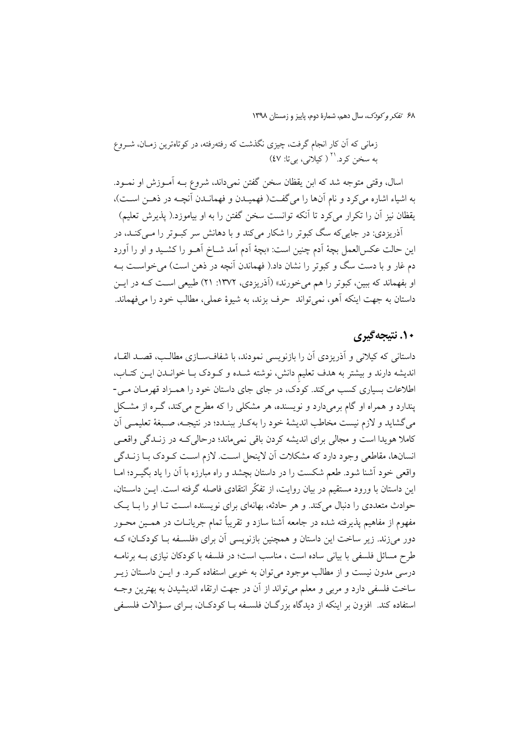زمانی که آن کار انجام گرفت، چیزی نگذشت که رفته‌رفته، در کوتاه‌ترین زمـان، شـروع به سخن کرد.[21] ( کیلانی، بی‌تا: ٤٧)

اسال، وقتی متوجه شد که ابن یقظان سخن گفتن نمی‌داند، شروع بـه آمـوزش او نمـود. به اشیاء اشاره می‌کرد و نام آن‌ها را می‌گفـت( فهمیـدن و فهمانـدن آنچـه در ذهـن اسـت)، یقظان نیز آن را تکرار می‌کرد تا آنکه توانست سخن گفتن را به او بیاموزد.( پذیرش تعلیم)

آذریزدی: در جایی‌که سگ کبوتر را شکار می‌کند و با دهانش سر کبـوتر را مـی‌کنـد، در این حالت عکس‌العمل بچهٔ آدم چنین است: «بچهٔ آدم آمد شـاخ آهـو را کشـید و او را آورد دم غار و با دست سگ و کبوتر را نشان داد.( فهماندن آنچه در ذهن است) می‌خواسـت بـه او بفهماند که ببین، کبوتر را هم می‌خورند» (آذریزدی، ١٣٧٢: ٢١) طبیعی اسـت کـه در ایـن داستان به جهت اینکه آهو، نمی‌تواند حرف بزند، به شیوهٔ عملی، مطالب خود را می‌فهماند.

## ۱۰. نتیجه‌گیری

داستانی که کیلانی و آذریزدی آن را بازنویسی نمودند، با شفاف‌سـازی مطالـب، قصـد القـاء اندیشه دارند و بیشتر به هدف تعلیمِ دانش، نوشته شـده و کـودک بـا خوانـدن ایـن کتـاب، اطلاعات بسیاری کسب می‌کند. کودک، در جای جای داستان خود را همـزاد قهرمـان مـی‌پندارد و همراه او گام برمی‌دارد و نویسنده، هر مشکلی را که مطرح می‌کند، گـره از مشـکل می‌گشاید و لازم نیست مخاطب اندیشهٔ خود را به‌کـار ببنـدد؛ در نتیجـه، صـبغهٔ تعلیمـی آن کاملا هویدا است و مجالی برای اندیشه کردن باقی نمی‌ماند؛ درحالی‌کـه در زنـدگی واقعـی انسان‌ها، مقاطعی وجود دارد که مشکلات آن لاینحل اسـت. لازم اسـت کـودک بـا زنـدگی واقعی خود آشنا شود. طعم شکست را در داستان بچشد و راه مبارزه با آن را یاد بگیـرد؛ امـا این داستان با ورود مستقیم در بیان روایت، از تفکّر انتقادی فاصله گرفته است. ایـن داسـتان، حوادث متعددی را دنبال می‌کند. و هر حادثه، بهانه‌ای برای نویسنده اسـت تـا او را بـا یـک مفهوم از مفاهیم پذیرفته شده در جامعه آشنا سازد و تقریباً تمام جریانـات در همـین محـور دور می‌زند. زیر ساخت این داستان و همچنین بازنویسی آن برای «فلسـفه بـا کودکـان» کـه طرح مسائل فلسفی با بیانی ساده است ، مناسب است؛ در فلسفه با کودکان نیازی بـه برنامـه درسی مدون نیست و از مطالب موجود می‌توان به خوبی استفاده کـرد. و ایـن داسـتان زیـر ساخت فلسفی دارد و مربی و معلم می‌تواند از آن در جهت ارتقاء اندیشیدن به بهترین وجـه استفاده کند. افزون بر اینکه از دیدگاه بزرگـان فلسـفه بـا کودکـان، بـرای سـؤالات فلسـفی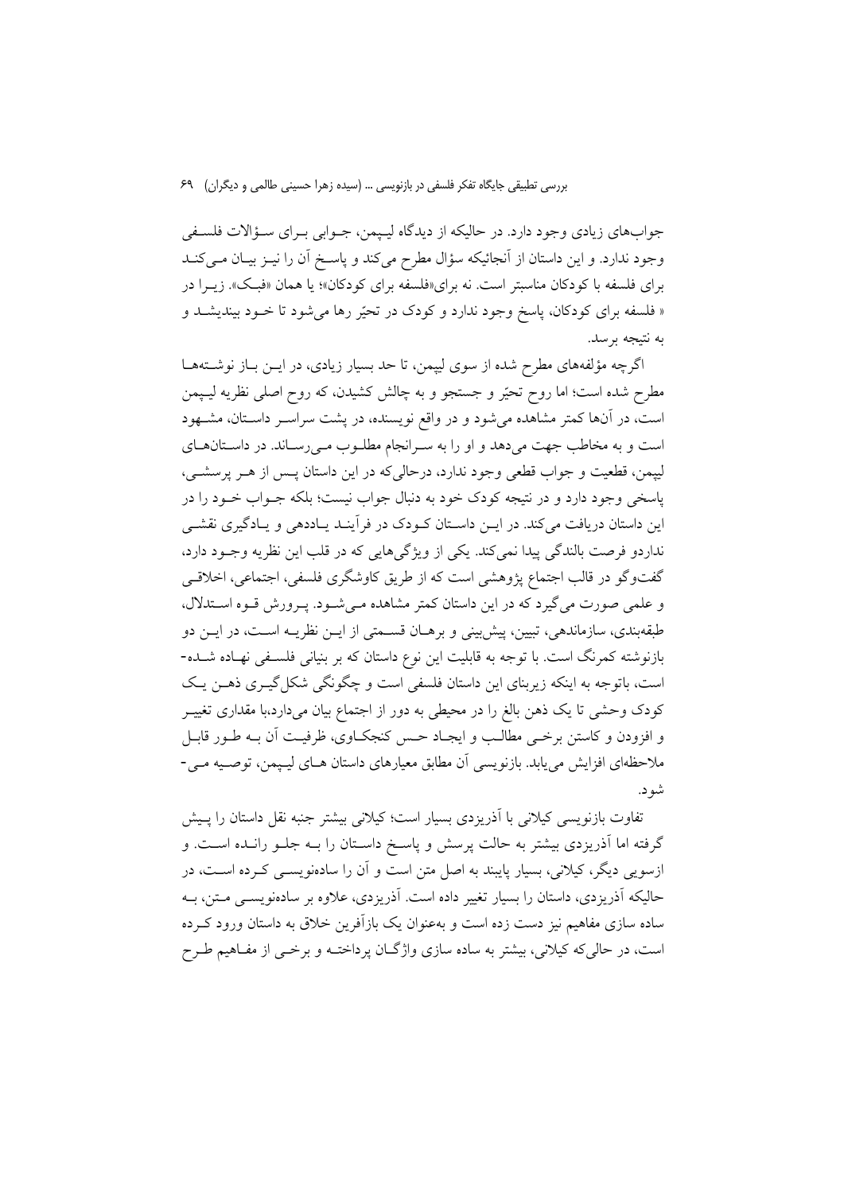جواب‌های زیادی وجود دارد. در حالیکه از دیدگاه لیپمن، جوابی برای سؤالات فلسفی وجود ندارد. و این داستان از آنجائیکه سؤال مطرح می‌کند و پاسخ آن را نیز بیان می‌کند برای فلسفه با کودکان مناسبتر است. نه برای«فلسفه برای کودکان»؛ یا همان «فبک». زیرا در « فلسفه برای کودکان، پاسخ وجود ندارد و کودک در تحیّر رها می‌شود تا خود بیندیشد و به نتیجه برسد.

اگرچه مؤلفه‌های مطرح شده از سوی لیپمن، تا حد بسیار زیادی، در این باز نوشته‌ها مطرح شده است؛ اما روح تحیّر و جستجو و به چالش کشیدن، که روح اصلی نظریه لیپمن است، در آن‌ها کمتر مشاهده می‌شود و در واقع نویسنده، در پشت سراسر داستان، مشهود است و به مخاطب جهت می‌دهد و او را به سرانجام مطلوب می‌رساند. در داستان‌های لیپمن، قطعیت و جواب قطعی وجود ندارد، درحالی‌که در این داستان پس از هر پرسشی، پاسخی وجود دارد و در نتیجه کودک خود به دنبال جواب نیست؛ بلکه جواب خود را در این داستان دریافت می‌کند. در این داستان کودک در فرآیند یاددهی و یادگیری نقشی نداردو فرصت بالندگی پیدا نمی‌کند. یکی از ویژگی‌هایی که در قلب این نظریه وجود دارد، گفت‌وگو در قالب اجتماع پژوهشی است که از طریق کاوشگری فلسفی، اجتماعی، اخلاقی و علمی صورت می‌گیرد که در این داستان کمتر مشاهده می‌شود. پرورش قوه استدلال، طبقه‌بندی، سازماندهی، تبیین، پیش‌بینی و برهان قسمتی از این نظریه است، در این دو بازنوشته کمرنگ است. با توجه به قابلیت این نوع داستان که بر بنیانی فلسفی نهاده شده- است، باتوجه به اینکه زیربنای این داستان فلسفی است و چگونگی شکل‌گیری ذهن یک کودک وحشی تا یک ذهن بالغ را در محیطی به دور از اجتماع بیان می‌دارد،با مقداری تغییر و افزودن و کاستن برخی مطالب و ایجاد حس کنجکاوی، ظرفیت آن به طور قابل ملاحظه‌ای افزایش می‌یابد. بازنویسی آن مطابق معیارهای داستان های لیپمن، توصیه می- شود.

تفاوت بازنویسی کیلانی با آذریزدی بسیار است؛ کیلانی بیشتر جنبه نقل داستان را پیش گرفته اما آذریزدی بیشتر به حالت پرسش و پاسخ داستان را به جلو رانده است. و ازسویی دیگر، کیلانی، بسیار پایبند به اصل متن است و آن را ساده‌نویسی کرده است، در حالیکه آذریزدی، داستان را بسیار تغییر داده است. آذریزدی، علاوه بر ساده‌نویسی متن، به ساده سازی مفاهیم نیز دست زده است و به‌عنوان یک بازآفرین خلاق به داستان ورود کرده است، در حالی‌که کیلانی، بیشتر به ساده سازی واژگان پرداخته و برخی از مفاهیم طرح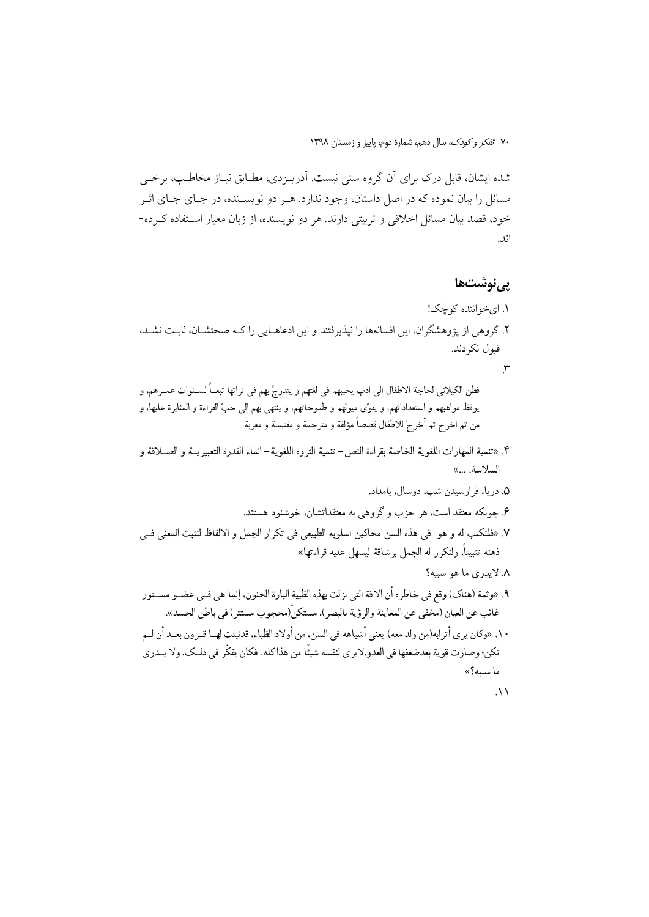شده ایشان، قابل درک برای آن گروه سنی نیست. آذریزدی، مطابق نیاز مخاطب، برخی مسائل را بیان نموده که در اصل داستان، وجود ندارد. هر دو نویسنده، در جای جای اثر خود، قصد بیان مسائل اخلاقی و تربیتی دارند. هر دو نویسنده، از زبان معیار استفاده کرده‌اند.

## پی‌نوشت‌ها

۱. ای‌خواننده کوچک!

۲. گروهی از پژوهشگران، این افسانه‌ها را نپذیرفتند و این ادعاهایی را که صحتشان، ثابت نشد، قبول نکردند.

۳.

فطن الکیلانی لحاجة الاطفال الی ادب یحببهم فی لغتهم و یتدرجُ بهم فی تراثها تبعاً لسنوات عمرهم، و یوقظ مواهبهم و استعداداتهم، و یقوّی میولهم و طموحاتهم، و ینتهی بهم الی حبّ القراءة و المثابرة علیها، و من ثم اخرج ثم أخرجَ للاطفال قصصاً مؤلفة و مترجمة و مقتبسة و معربة

۴. «تنمیة المهارات اللغویة الخاصة بقراءة النص– تنمیة الثروة اللغویة– انماء القدرة التعبیریة و الصلاقة و السلاسة. ...»

۵. دریا، فرارسیدن شب، دوسال، بامداد.

۶. چونکه معتقد است، هر حزب و گروهی به معتقداتشان، خوشنود هستند.

۷. «فلنکتب له و هو فی هذه السن محاکین اسلوبه الطبیعی فی تکرار الجمل و الالفاظ لتثبت المعنی فی ذهنه تثبیتاً، ولنکرر له الجمل برشاقة لیسهل علیه قراءتها»

۸. لایدری ما هو سببه؟

۹. «وثمة (هناک) وقع فی خاطره أن الآفة التی نزلت بهذه الظبیة البارة الحنون، إنما هی فی عضو مستور غائب عن العیان (مخفی عن المعاینة والرؤیة بالبصر)، مستکنّ(محجوب مستتر) فی باطن الجسد».

۱۰. «وکان یری أترابه(من ولد معه) یعنی أشباهه فی السن، من أولاد الظباء، قدنبتت لها قرون بعد أن لم تکن؛ وصارت قویة بعدضعفها فی العدو.لایری لنفسه شیئًا من هذاکله. فکان یفکّر فی ذلک، ولا یدری ما سببه؟»

۱۱.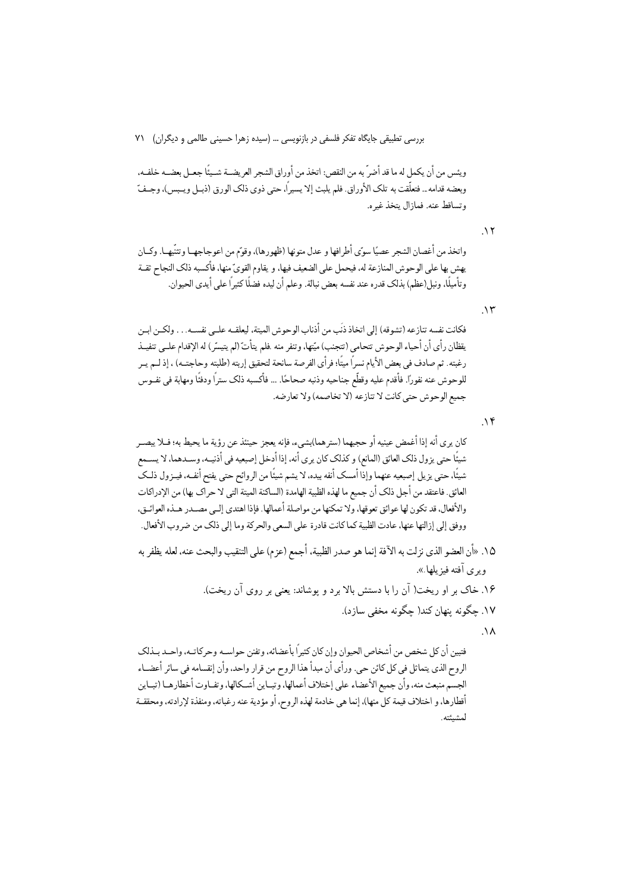ویئس من أن یکمل له ما قد أضرّ به من النقص: اتخذ من أوراق الشجر العریضة شیئًا جعل بعضه خلفه، وبعضه قدامه.. فتعلّقت به تلک الأوراق. فلم یلبث إلا یسیراً، حتی ذوی ذلک الورق (ذبل ویبس)، وجفّ وتساقط عنه. فمازال یتخذ غیره.

.۱۲

واتخذ من أغصان الشجر عصیًا سوّی أطرافها و عدل متونها (ظهورها)، وقوّم من اعوجاجها وتثنّیها. وکان یهش بها علی الوحوش المنازعة له، فیحمل علی الضعیف فیها، و یقاوم القویّ منها، فأکسبه ذلک النجاح ثقة وتأمیلًا، ونبل(عظم) بذلک قدره عند نفسه بعض نبالة. وعلم أن لیده فضلًا کثیراً علی أیدی الحیوان.

.۱۳

فکانت نفسه تنازعه (تشوقه) إلی اتخاذ ذَنَب من أذناب الوحوش المیتة، لیعلقه علی نفسه. . . ولکن ابن یقظان رأی أن أحیاء الوحوش تتحامی (تتجنب) میّتها، وتنفر منه .فلم یتأتّ(لم یتیسّر) له الإقدام علی تنفیذ رغبته. ثم صادف فی بعض الأیام نسراً میتًا؛ فرأی الفرصة سانحة لتحقیق إربته (طلبته وحاجته) ، إذ لم یر للوحوش عنه نفوراً. فأقدم علیه وقطّع جناحیه وذنبه صحاحًا. ... فأکسبه ذلک ستراً ودفئًا ومهابة فی نفوس جمیع الوحوش حتی کانت لا تنازعه (لا تخاصمه) ولا تعارضه.

.۱۴

کان یری أنه إذا أغمض عینیه أو حجبهما (سترهما)بشیء، فإنه یعجز حینئذ عن رؤیة ما یحیط به؛ فلا یبصر شیئًا حتی یزول ذلک العائق (المانع) و کذلک کان یری أنه، إذا أدخل إصبعیه فی أذنیه، وسدهما، لا یسمع شیئًا، حتی یزیل إصبعیه عنهما وإذا أمسک أنفه بیده، لا یشم شیئًا من الروائح حتی یفتح أنفه، فیزول ذلک العائق. فاعتقد من أجل ذلک أن جمیع ما لهذه الظبیة الهامدة (الساکنة المیتة التی لا حراک بها) من الإدراکات والأفعال، قد تکون لها عوائق تعوقها، ولا تمکنها من مواصلة أعمالها. فإذا اهتدی إلی مصدر هذه العوائق، ووفق إلی إزالتها عنها، عادت الظبیة کما کانت قادرة علی السعی والحرکة وما إلی ذلک من ضروب الأفعال.

۱۵. «أن العضو الذی نزلت به الآفة إنما هو صدر الظبیة، أجمع (عزم) علی التنقیب والبحث عنه، لعله یظفر به ویری آفته فیزیلها.».

۱۶. خاک بر او ریخت( آن را با دستش بالا برد و پوشاند: یعنی بر روی آن ریخت).

۱۷. چگونه پنهان کند( چگونه مخفی سازد).

.۱۸

فتبین أن کل شخص من أشخاص الحیوان وإن کان کثیراً بأعضائه، وتفنن حواسه وحرکاته، واحد بذلک الروح الذی یتماثل فی کل کائن حی. ورأی أن مبدأ هذا الروح من قرار واحد، وأن إنقسامه فی سائر أعضاء الجسم منبعث منه، وأن جمیع الأعضاء علی إختلاف أعمالها، وتباین أشکالها، وتفاوت أخطارها (تباین أقطارها، و اختلاف قیمة کل منها)، إنما هی خادمة لهذه الروح، أو مؤدیة عنه رغباته، ومنفذة لإرادته، ومحققة لمشیئته.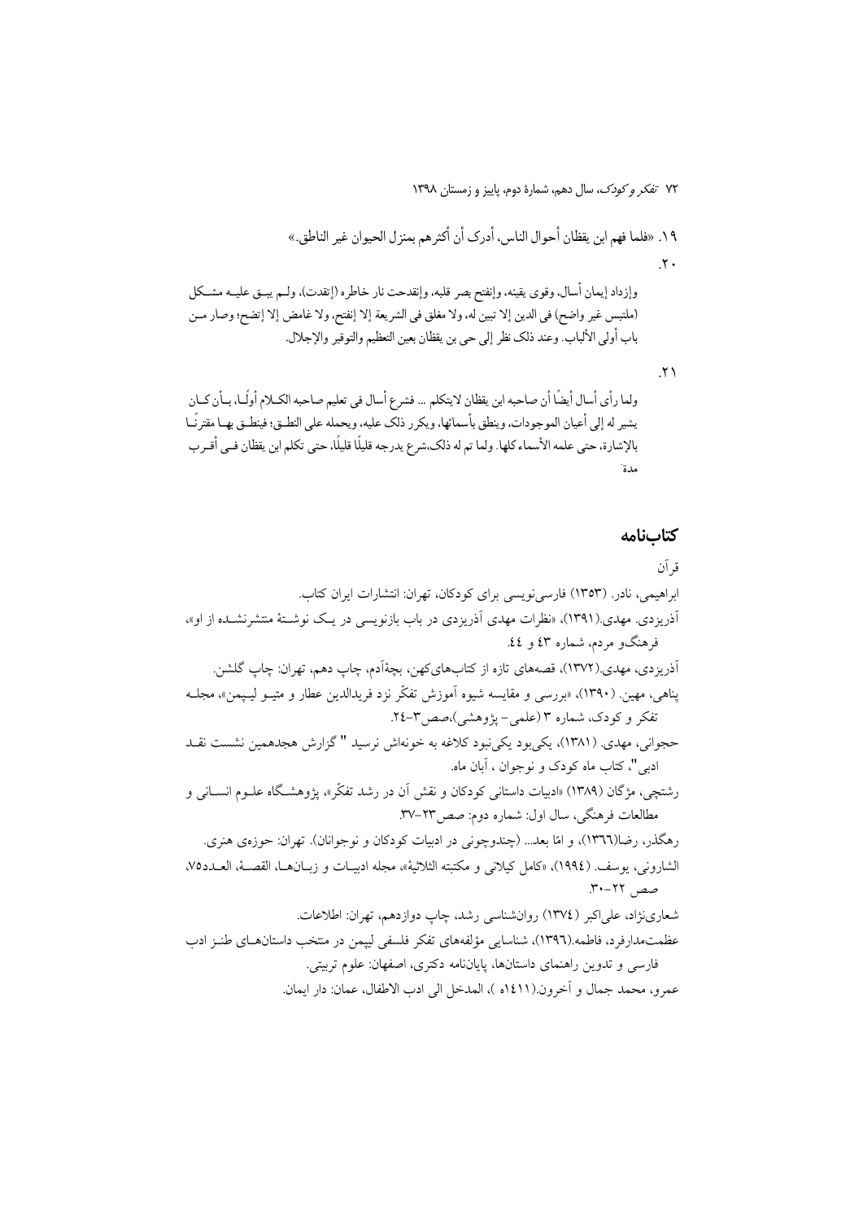۱۹. «فلما فهم ابن یقظان أحوال الناس، أدرک أن أکثرهم بمنزل الحیوان غیر الناطق.»

.۲۰

وإزداد إیمان أسال، وقوی یقینه، وإنفتح بصر قلبه، وإنقدحت نار خاطره (إتقدت)، ولـم یبـق علیـه مشـکل (ملتبس غیر واضح) فی الدین إلا تبین له، ولا مغلق فی الشریعة إلا إنفتح، ولا غامض إلا إتضح؛ وصار مـن باب أولی الألباب. وعند ذلک نظر إلی حی بن یقظان بعین التعظیم والتوقیر والإجلال.

.۲۱

ولما رأی أسال أیضًا أن صاحبه ابن یقظان لایتکلم ... فشرع أسال فی تعلیم صاحبه الکـلام أولًـا، بـأن کـان یشیر له إلی أعیان الموجودات، وینطق بأسمائها، ویکرر ذلک علیه، ویحمله علی النطـق؛ فینطـق بهـا مقترنًـا بالإشارة، حتی علمه الأسماء کلها. ولما تم له ذلک،شرع یدرجه قلیلًا قلیلًا، حتی تکلم ابن یقظان فـی أقـرب مدة.

## کتاب‌نامه

قرآن

ابراهیمی، نادر. (۱۳۵۳) فارسی‌نویسی برای کودکان، تهران: انتشارات ایران کتاب.

آذریزدی. مهدی.(۱۳۹۱)، «نظرات مهدی آذریزدی در باب بازنویسی در یـک نوشـتهٔ منتشرنشـده از او»، فرهنگ‌و مردم، شماره ٤٣ و ٤٤.

آذریزدی، مهدی.(۱۳۷۲)، قصه‌های تازه از کتاب‌های‌کهن، بچهٔآدم، چاپ دهم، تهران: چاپ گلشن.

پناهی، مهین. (۱۳۹۰)، «بررسی و مقایسه شیوه آموزش تفکّر نزد فریدالدین عطار و متیـو لیـپمن»، مجلـه تفکر و کودک، شماره ۳ (علمی- پژوهشی)،صص۳-۲٤.

حجوانی، مهدی. (۱۳۸۱)، یکی‌بود یکی‌نبود کلاغه به خونه‌اش نرسید " گزارش هجدهمین نشست نقـد ادبی"، کتاب ماه کودک و نوجوان ، آبان ماه.

رشتچی، مژگان (۱۳۸۹) «ادبیات داستانی کودکان و نقش آن در رشد تفکّر»، پژوهشـگاه علـوم انسـانی و مطالعات فرهنگی، سال اول: شماره دوم: صص۲۳-۳۷.

رهگذر، رضا(۱۳٦٦)، و امّا بعد... (چندوچونی در ادبیات کودکان و نوجوانان). تهران: حوزه‌ی هنری.

الشارونی، یوسف. (۱۹۹٤)، «کامل کیلانی و مکتبته الثلاثیهٔ»، مجله ادبیـات و زبـان‌هـا، القصـهٔ، العـدد۷٥، صص ۲۲-۳۰.

شعاری‌نژاد، علی‌اکبر (۱۳۷٤) روان‌شناسی رشد، چاپ دوازدهم، تهران: اطلاعات.

عظمت‌مدارفرد، فاطمه.(۱۳۹٦)، شناسایی مؤلفه‌های تفکر فلسفی لیپمن در منتخب داستان‌هـای طنـز ادب فارسی و تدوین راهنمای داستان‌ها، پایان‌نامه دکتری، اصفهان: علوم تربیتی.

عمرو، محمد جمال و آخرون.(۱٤۱۱ه )، المدخل الی ادب الاطفال، عمان: دار ایمان.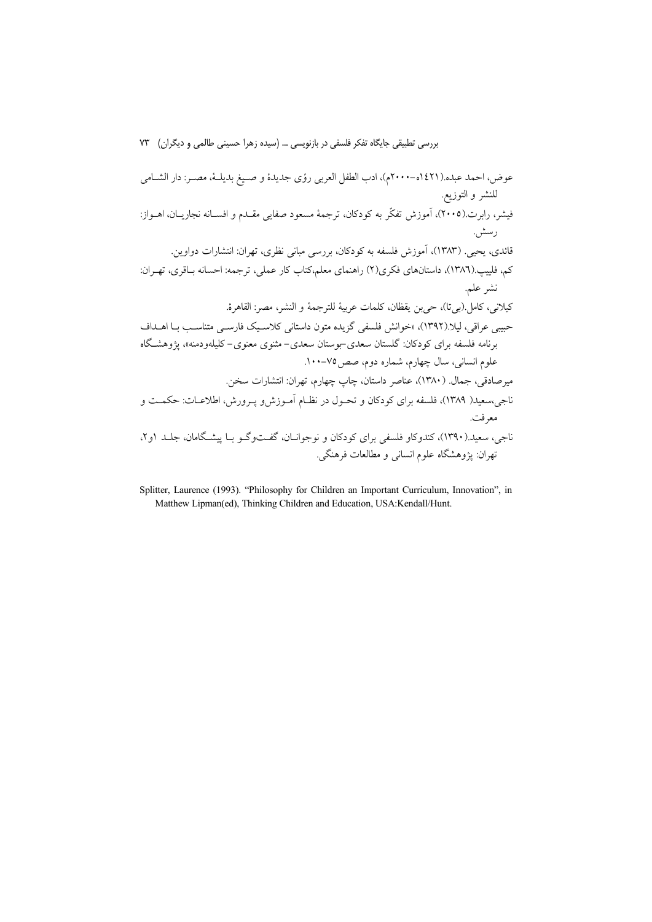عوض، احمد عبده.(١٤٢١ه–٢٠٠٠م)، ادب الطفل العربی رؤی جدیدة و صیغ بدیلـة، مصـر: دار الشـامی للنشر و التوزیع.

فیشر، رابرت.(٢٠٠٥)، آموزش تفکّر به کودکان، ترجمهٔ مسعود صفایی مقـدم و افسـانه نجاریـان، اهـواز: رسش.

قائدی، یحیی. (١٣٨٣)، آموزش فلسفه به کودکان، بررسی مبانی نظری، تهران: انتشارات دواوین.

کم، فلیپ.(١٣٨٦)، داستان‌های فکری(٢) راهنمای معلم،کتاب کار عملی، ترجمه: احسانه بـاقری، تهـران: نشر علم.

کیلانی، کامل.(بی‌تا)، حی‌بن یقظان، کلمات عربیة للترجمة و النشر، مصر: القاهرة.

حبیبی عراقی، لیلا.(١٣٩٢)، «خوانش فلسفی گزیده متون داستانی کلاسـیک فارسـی متناسـب بـا اهـداف برنامه فلسفه برای کودکان: گلستان سعدی-بوستان سعدی- مثنوی معنوی- کلیله‌ودمنه»، پژوهشـگاه علوم انسانی، سال چهارم، شماره دوم، صص٧٥–١٠٠.

میرصادقی، جمال. (١٣٨٠)، عناصر داستان، چاپ چهارم، تهران: انتشارات سخن.

ناجی،سعید( ١٣٨٩)، فلسفه برای کودکان و تحـول در نظـام آمـوزش‌و پـرورش، اطلاعـات: حکمـت و معرفت.

ناجی، سعید.(١٣٩٠)، کندوکاو فلسفی برای کودکان و نوجوانـان، گفـت‌وگـو بـا پیشـگامان، جلـد ١و٢، تهران: پژوهشگاه علوم انسانی و مطالعات فرهنگی.

Splitter, Laurence (1993). "Philosophy for Children an Important Curriculum, Innovation", in Matthew Lipman(ed), Thinking Children and Education, USA:Kendall/Hunt.